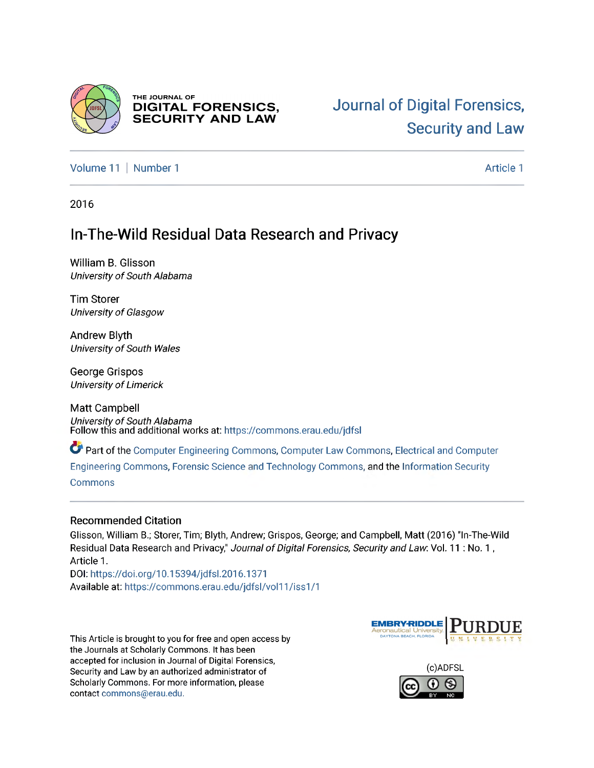THE JOURNAL OF
DIGITAL FORENSICS,
SECURITY AND LAW

Journal of Digital Forensics, Security and Law

Volume 11 | Number 1 — Article 1

2016

# In-The-Wild Residual Data Research and Privacy

William B. Glisson
*University of South Alabama*

Tim Storer
*University of Glasgow*

Andrew Blyth
*University of South Wales*

George Grispos
*University of Limerick*

Matt Campbell
*University of South Alabama*

Follow this and additional works at: https://commons.erau.edu/jdfsl

Part of the Computer Engineering Commons, Computer Law Commons, Electrical and Computer Engineering Commons, Forensic Science and Technology Commons, and the Information Security Commons

## Recommended Citation

Glisson, William B.; Storer, Tim; Blyth, Andrew; Grispos, George; and Campbell, Matt (2016) "In-The-Wild Residual Data Research and Privacy," *Journal of Digital Forensics, Security and Law*: Vol. 11 : No. 1 , Article 1.
DOI: https://doi.org/10.15394/jdfsl.2016.1371
Available at: https://commons.erau.edu/jdfsl/vol11/iss1/1

This Article is brought to you for free and open access by the Journals at Scholarly Commons. It has been accepted for inclusion in Journal of Digital Forensics, Security and Law by an authorized administrator of Scholarly Commons. For more information, please contact commons@erau.edu.

(c)ADFSL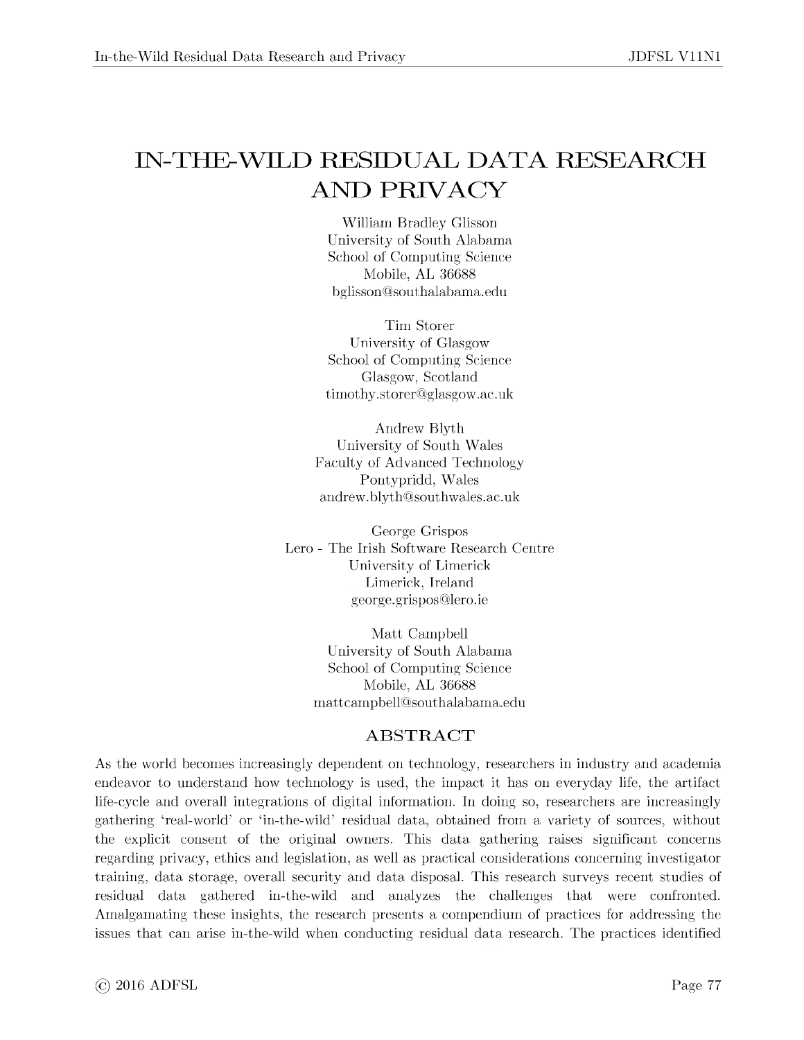# IN-THE-WILD RESIDUAL DATA RESEARCH AND PRIVACY

William Bradley Glisson
University of South Alabama
School of Computing Science
Mobile, AL 36688
bglisson@southalabama.edu

Tim Storer
University of Glasgow
School of Computing Science
Glasgow, Scotland
timothy.storer@glasgow.ac.uk

Andrew Blyth
University of South Wales
Faculty of Advanced Technology
Pontypridd, Wales
andrew.blyth@southwales.ac.uk

George Grispos
Lero - The Irish Software Research Centre
University of Limerick
Limerick, Ireland
george.grispos@lero.ie

Matt Campbell
University of South Alabama
School of Computing Science
Mobile, AL 36688
mattcampbell@southalabama.edu

## ABSTRACT

As the world becomes increasingly dependent on technology, researchers in industry and academia endeavor to understand how technology is used, the impact it has on everyday life, the artifact life-cycle and overall integrations of digital information. In doing so, researchers are increasingly gathering 'real-world' or 'in-the-wild' residual data, obtained from a variety of sources, without the explicit consent of the original owners. This data gathering raises significant concerns regarding privacy, ethics and legislation, as well as practical considerations concerning investigator training, data storage, overall security and data disposal. This research surveys recent studies of residual data gathered in-the-wild and analyzes the challenges that were confronted. Amalgamating these insights, the research presents a compendium of practices for addressing the issues that can arise in-the-wild when conducting residual data research. The practices identified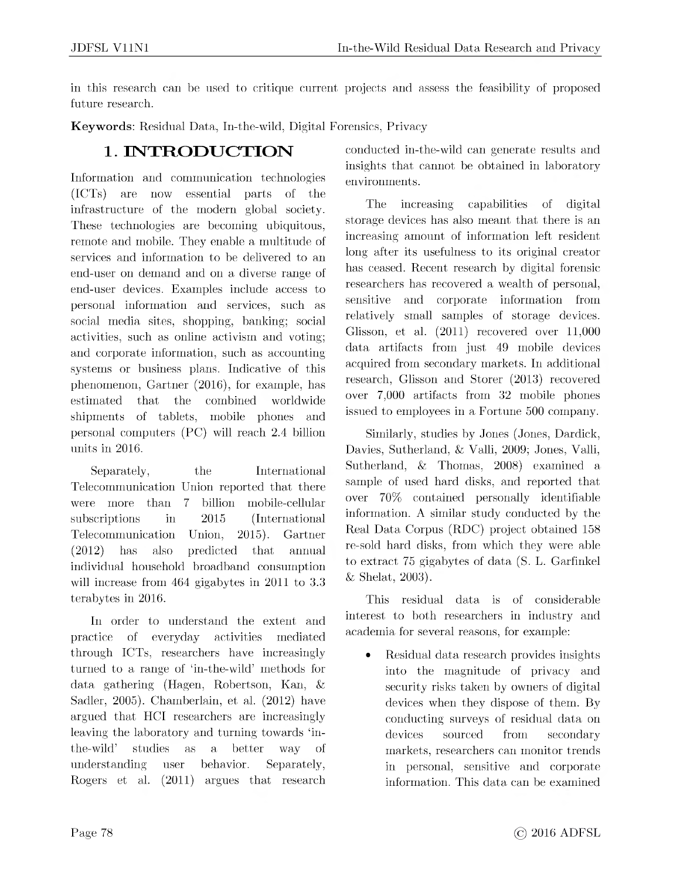in this research can be used to critique current projects and assess the feasibility of proposed future research.

**Keywords**: Residual Data, In-the-wild, Digital Forensics, Privacy

# 1. INTRODUCTION

Information and communication technologies (ICTs) are now essential parts of the infrastructure of the modern global society. These technologies are becoming ubiquitous, remote and mobile. They enable a multitude of services and information to be delivered to an end-user on demand and on a diverse range of end-user devices. Examples include access to personal information and services, such as social media sites, shopping, banking; social activities, such as online activism and voting; and corporate information, such as accounting systems or business plans. Indicative of this phenomenon, Gartner (2016), for example, has estimated that the combined worldwide shipments of tablets, mobile phones and personal computers (PC) will reach 2.4 billion units in 2016.

Separately, the International Telecommunication Union reported that there were more than 7 billion mobile-cellular subscriptions in 2015 (International Telecommunication Union, 2015). Gartner (2012) has also predicted that annual individual household broadband consumption will increase from 464 gigabytes in 2011 to 3.3 terabytes in 2016.

In order to understand the extent and practice of everyday activities mediated through ICTs, researchers have increasingly turned to a range of 'in-the-wild' methods for data gathering (Hagen, Robertson, Kan, & Sadler, 2005). Chamberlain, et al. (2012) have argued that HCI researchers are increasingly leaving the laboratory and turning towards 'in-the-wild' studies as a better way of understanding user behavior. Separately, Rogers et al. (2011) argues that research conducted in-the-wild can generate results and insights that cannot be obtained in laboratory environments.

The increasing capabilities of digital storage devices has also meant that there is an increasing amount of information left resident long after its usefulness to its original creator has ceased. Recent research by digital forensic researchers has recovered a wealth of personal, sensitive and corporate information from relatively small samples of storage devices. Glisson, et al. (2011) recovered over 11,000 data artifacts from just 49 mobile devices acquired from secondary markets. In additional research, Glisson and Storer (2013) recovered over 7,000 artifacts from 32 mobile phones issued to employees in a Fortune 500 company.

Similarly, studies by Jones (Jones, Dardick, Davies, Sutherland, & Valli, 2009; Jones, Valli, Sutherland, & Thomas, 2008) examined a sample of used hard disks, and reported that over 70% contained personally identifiable information. A similar study conducted by the Real Data Corpus (RDC) project obtained 158 re-sold hard disks, from which they were able to extract 75 gigabytes of data (S. L. Garfinkel & Shelat, 2003).

This residual data is of considerable interest to both researchers in industry and academia for several reasons, for example:

- Residual data research provides insights into the magnitude of privacy and security risks taken by owners of digital devices when they dispose of them. By conducting surveys of residual data on devices sourced from secondary markets, researchers can monitor trends in personal, sensitive and corporate information. This data can be examined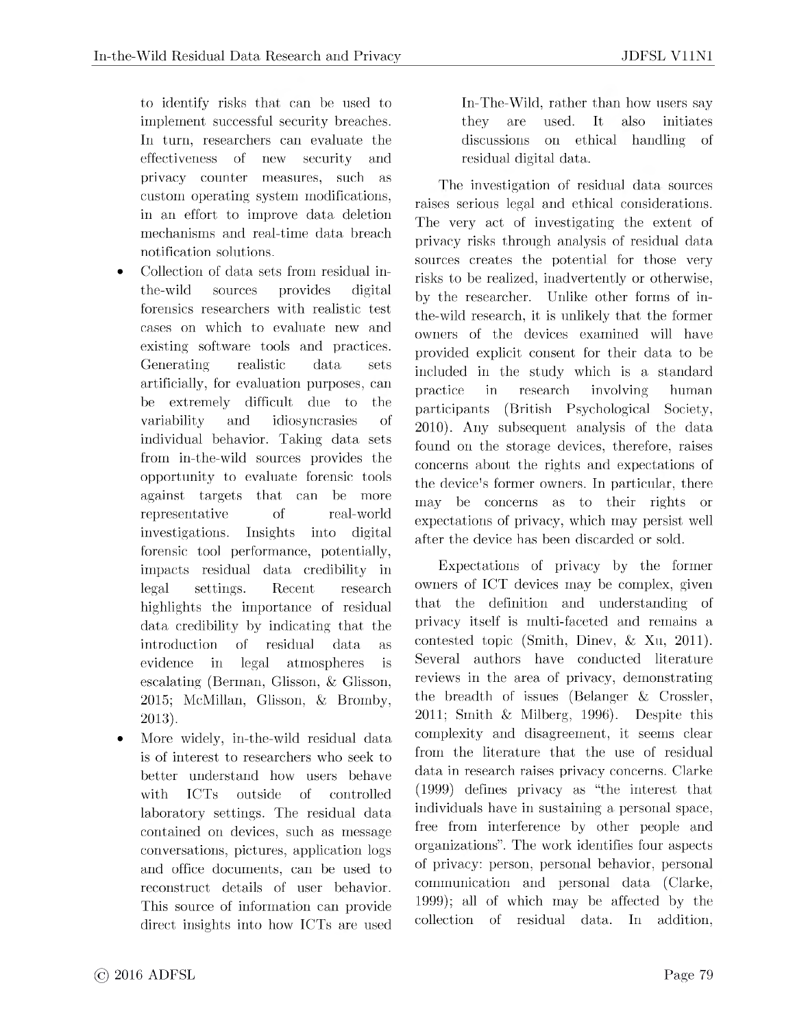to identify risks that can be used to implement successful security breaches. In turn, researchers can evaluate the effectiveness of new security and privacy counter measures, such as custom operating system modifications, in an effort to improve data deletion mechanisms and real-time data breach notification solutions.

- Collection of data sets from residual in-the-wild sources provides digital forensics researchers with realistic test cases on which to evaluate new and existing software tools and practices. Generating realistic data sets artificially, for evaluation purposes, can be extremely difficult due to the variability and idiosyncrasies of individual behavior. Taking data sets from in-the-wild sources provides the opportunity to evaluate forensic tools against targets that can be more representative of real-world investigations. Insights into digital forensic tool performance, potentially, impacts residual data credibility in legal settings. Recent research highlights the importance of residual data credibility by indicating that the introduction of residual data as evidence in legal atmospheres is escalating (Berman, Glisson, & Glisson, 2015; McMillan, Glisson, & Bromby, 2013).
- More widely, in-the-wild residual data is of interest to researchers who seek to better understand how users behave with ICTs outside of controlled laboratory settings. The residual data contained on devices, such as message conversations, pictures, application logs and office documents, can be used to reconstruct details of user behavior. This source of information can provide direct insights into how ICTs are used In-The-Wild, rather than how users say they are used. It also initiates discussions on ethical handling of residual digital data.

The investigation of residual data sources raises serious legal and ethical considerations. The very act of investigating the extent of privacy risks through analysis of residual data sources creates the potential for those very risks to be realized, inadvertently or otherwise, by the researcher. Unlike other forms of in-the-wild research, it is unlikely that the former owners of the devices examined will have provided explicit consent for their data to be included in the study which is a standard practice in research involving human participants (British Psychological Society, 2010). Any subsequent analysis of the data found on the storage devices, therefore, raises concerns about the rights and expectations of the device's former owners. In particular, there may be concerns as to their rights or expectations of privacy, which may persist well after the device has been discarded or sold.

Expectations of privacy by the former owners of ICT devices may be complex, given that the definition and understanding of privacy itself is multi-faceted and remains a contested topic (Smith, Dinev, & Xu, 2011). Several authors have conducted literature reviews in the area of privacy, demonstrating the breadth of issues (Belanger & Crossler, 2011; Smith & Milberg, 1996). Despite this complexity and disagreement, it seems clear from the literature that the use of residual data in research raises privacy concerns. Clarke (1999) defines privacy as "the interest that individuals have in sustaining a personal space, free from interference by other people and organizations". The work identifies four aspects of privacy: person, personal behavior, personal communication and personal data (Clarke, 1999); all of which may be affected by the collection of residual data. In addition,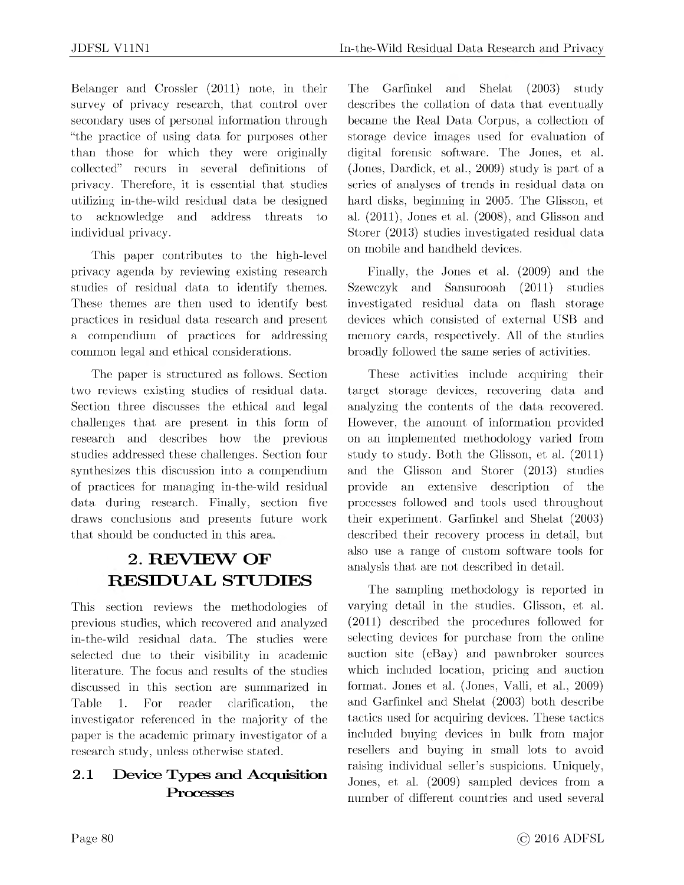Belanger and Crossler (2011) note, in their survey of privacy research, that control over secondary uses of personal information through "the practice of using data for purposes other than those for which they were originally collected" recurs in several definitions of privacy. Therefore, it is essential that studies utilizing in-the-wild residual data be designed to acknowledge and address threats to individual privacy.

This paper contributes to the high-level privacy agenda by reviewing existing research studies of residual data to identify themes. These themes are then used to identify best practices in residual data research and present a compendium of practices for addressing common legal and ethical considerations.

The paper is structured as follows. Section two reviews existing studies of residual data. Section three discusses the ethical and legal challenges that are present in this form of research and describes how the previous studies addressed these challenges. Section four synthesizes this discussion into a compendium of practices for managing in-the-wild residual data during research. Finally, section five draws conclusions and presents future work that should be conducted in this area.

# 2. REVIEW OF RESIDUAL STUDIES

This section reviews the methodologies of previous studies, which recovered and analyzed in-the-wild residual data. The studies were selected due to their visibility in academic literature. The focus and results of the studies discussed in this section are summarized in Table 1. For reader clarification, the investigator referenced in the majority of the paper is the academic primary investigator of a research study, unless otherwise stated.

## 2.1 Device Types and Acquisition Processes

The Garfinkel and Shelat (2003) study describes the collation of data that eventually became the Real Data Corpus, a collection of storage device images used for evaluation of digital forensic software. The Jones, et al. (Jones, Dardick, et al., 2009) study is part of a series of analyses of trends in residual data on hard disks, beginning in 2005. The Glisson, et al. (2011), Jones et al. (2008), and Glisson and Storer (2013) studies investigated residual data on mobile and handheld devices.

Finally, the Jones et al. (2009) and the Szewczyk and Sansurooah (2011) studies investigated residual data on flash storage devices which consisted of external USB and memory cards, respectively. All of the studies broadly followed the same series of activities.

These activities include acquiring their target storage devices, recovering data and analyzing the contents of the data recovered. However, the amount of information provided on an implemented methodology varied from study to study. Both the Glisson, et al. (2011) and the Glisson and Storer (2013) studies provide an extensive description of the processes followed and tools used throughout their experiment. Garfinkel and Shelat (2003) described their recovery process in detail, but also use a range of custom software tools for analysis that are not described in detail.

The sampling methodology is reported in varying detail in the studies. Glisson, et al. (2011) described the procedures followed for selecting devices for purchase from the online auction site (eBay) and pawnbroker sources which included location, pricing and auction format. Jones et al. (Jones, Valli, et al., 2009) and Garfinkel and Shelat (2003) both describe tactics used for acquiring devices. These tactics included buying devices in bulk from major resellers and buying in small lots to avoid raising individual seller's suspicions. Uniquely, Jones, et al. (2009) sampled devices from a number of different countries and used several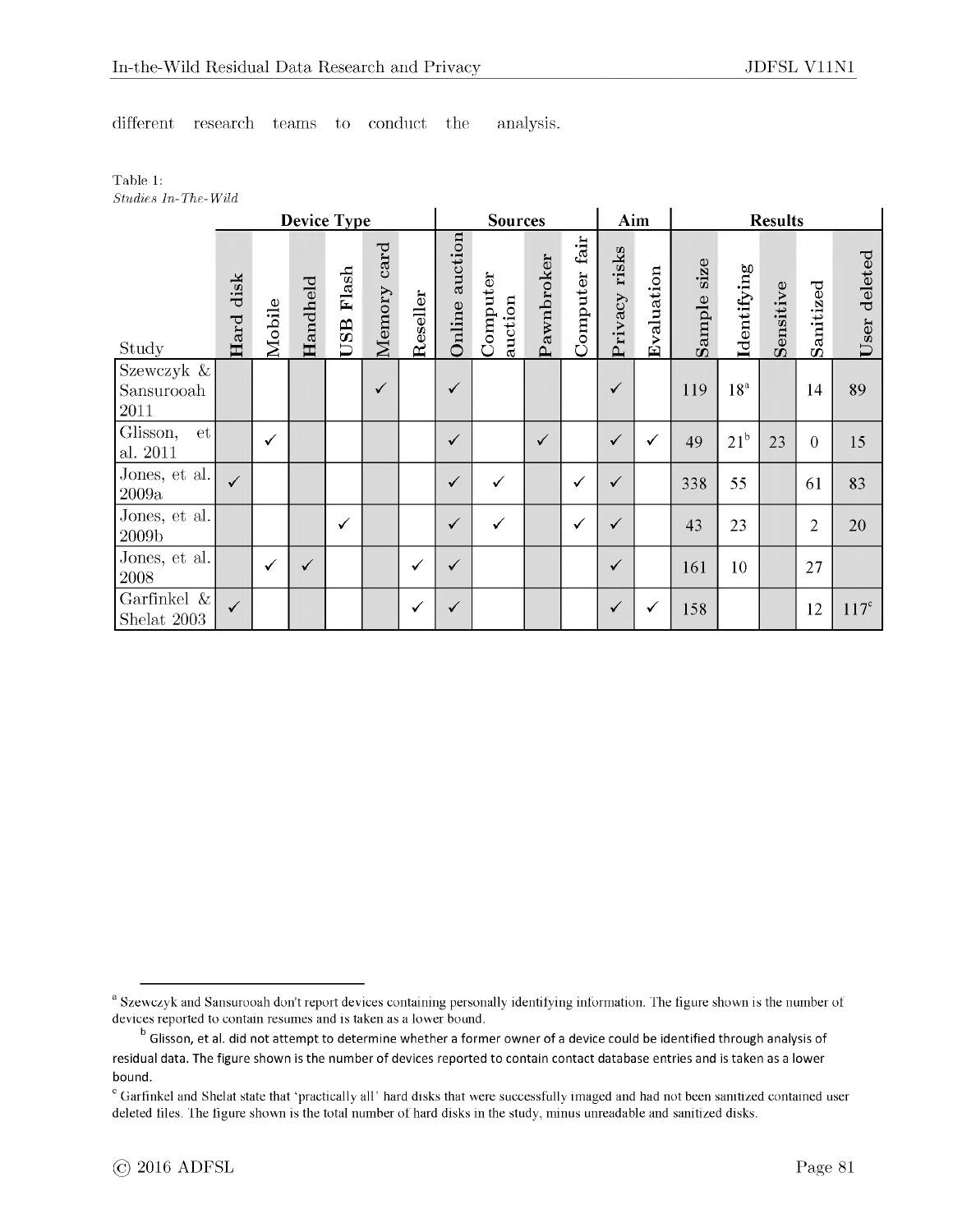different research teams to conduct the analysis.

Table 1:
*Studies In-The-Wild*

| Study | Device Type | | | | | | Sources | | | | Aim | | Results | | | | |
|---|---|---|---|---|---|---|---|---|---|---|---|---|---|---|---|---|---|
| | Hard disk | Mobile | Handheld | USB Flash | Memory card | Reseller | Online auction | Computer auction | Pawnbroker | Computer fair | Privacy risks | Evaluation | Sample size | Identifying | Sensitive | Sanitized | User deleted |
| Szewczyk & Sansurooah 2011 | | | | | ✓ | | ✓ | | | | ✓ | | 119 | 18[a] | | 14 | 89 |
| Glisson, et al. 2011 | | ✓ | | | | | ✓ | | ✓ | | ✓ | ✓ | 49 | 21[b] | 23 | 0 | 15 |
| Jones, et al. 2009a | ✓ | | | | | | ✓ | ✓ | | ✓ | ✓ | | 338 | 55 | | 61 | 83 |
| Jones, et al. 2009b | | | | ✓ | | | ✓ | ✓ | | ✓ | ✓ | | 43 | 23 | | 2 | 20 |
| Jones, et al. 2008 | | ✓ | ✓ | | | ✓ | ✓ | | | | ✓ | | 161 | 10 | | 27 | |
| Garfinkel & Shelat 2003 | ✓ | | | | | ✓ | ✓ | | | | ✓ | ✓ | 158 | | | 12 | 117[c] |

---

[a] Szewczyk and Sansurooah don't report devices containing personally identifying information. The figure shown is the number of devices reported to contain resumes and is taken as a lower bound.

[b] Glisson, et al. did not attempt to determine whether a former owner of a device could be identified through analysis of residual data. The figure shown is the number of devices reported to contain contact database entries and is taken as a lower bound.

[c] Garfinkel and Shelat state that 'practically all' hard disks that were successfully imaged and had not been sanitized contained user deleted files. The figure shown is the total number of hard disks in the study, minus unreadable and sanitized disks.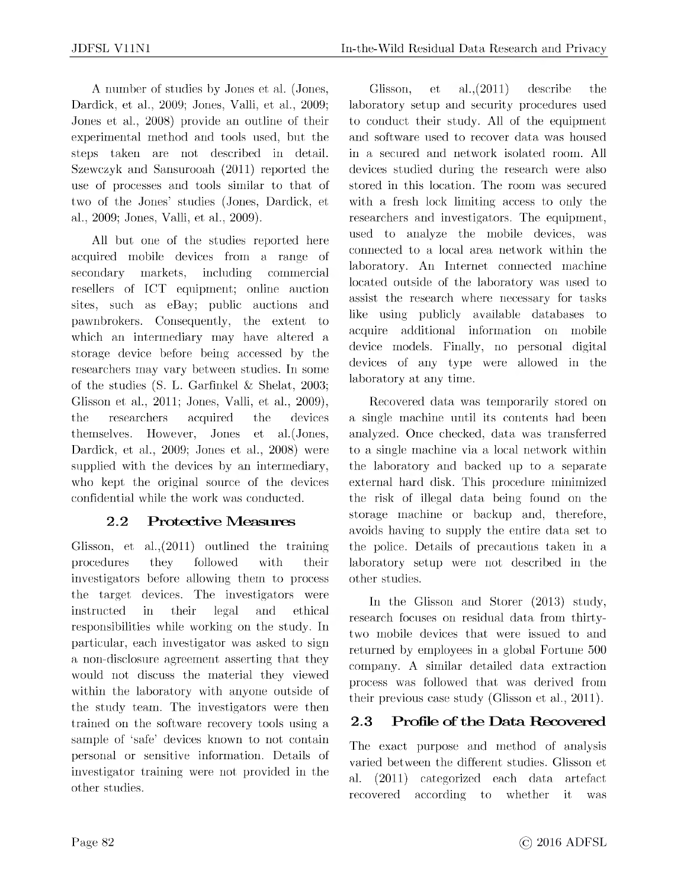A number of studies by Jones et al. (Jones, Dardick, et al., 2009; Jones, Valli, et al., 2009; Jones et al., 2008) provide an outline of their experimental method and tools used, but the steps taken are not described in detail. Szewczyk and Sansurooah (2011) reported the use of processes and tools similar to that of two of the Jones' studies (Jones, Dardick, et al., 2009; Jones, Valli, et al., 2009).

All but one of the studies reported here acquired mobile devices from a range of secondary markets, including commercial resellers of ICT equipment; online auction sites, such as eBay; public auctions and pawnbrokers. Consequently, the extent to which an intermediary may have altered a storage device before being accessed by the researchers may vary between studies. In some of the studies (S. L. Garfinkel & Shelat, 2003; Glisson et al., 2011; Jones, Valli, et al., 2009), the researchers acquired the devices themselves. However, Jones et al.(Jones, Dardick, et al., 2009; Jones et al., 2008) were supplied with the devices by an intermediary, who kept the original source of the devices confidential while the work was conducted.

## 2.2 Protective Measures

Glisson, et al.,(2011) outlined the training procedures they followed with their investigators before allowing them to process the target devices. The investigators were instructed in their legal and ethical responsibilities while working on the study. In particular, each investigator was asked to sign a non-disclosure agreement asserting that they would not discuss the material they viewed within the laboratory with anyone outside of the study team. The investigators were then trained on the software recovery tools using a sample of 'safe' devices known to not contain personal or sensitive information. Details of investigator training were not provided in the other studies.

Glisson, et al.,(2011) describe the laboratory setup and security procedures used to conduct their study. All of the equipment and software used to recover data was housed in a secured and network isolated room. All devices studied during the research were also stored in this location. The room was secured with a fresh lock limiting access to only the researchers and investigators. The equipment, used to analyze the mobile devices, was connected to a local area network within the laboratory. An Internet connected machine located outside of the laboratory was used to assist the research where necessary for tasks like using publicly available databases to acquire additional information on mobile device models. Finally, no personal digital devices of any type were allowed in the laboratory at any time.

Recovered data was temporarily stored on a single machine until its contents had been analyzed. Once checked, data was transferred to a single machine via a local network within the laboratory and backed up to a separate external hard disk. This procedure minimized the risk of illegal data being found on the storage machine or backup and, therefore, avoids having to supply the entire data set to the police. Details of precautions taken in a laboratory setup were not described in the other studies.

In the Glisson and Storer (2013) study, research focuses on residual data from thirty-two mobile devices that were issued to and returned by employees in a global Fortune 500 company. A similar detailed data extraction process was followed that was derived from their previous case study (Glisson et al., 2011).

## 2.3 Profile of the Data Recovered

The exact purpose and method of analysis varied between the different studies. Glisson et al. (2011) categorized each data artefact recovered according to whether it was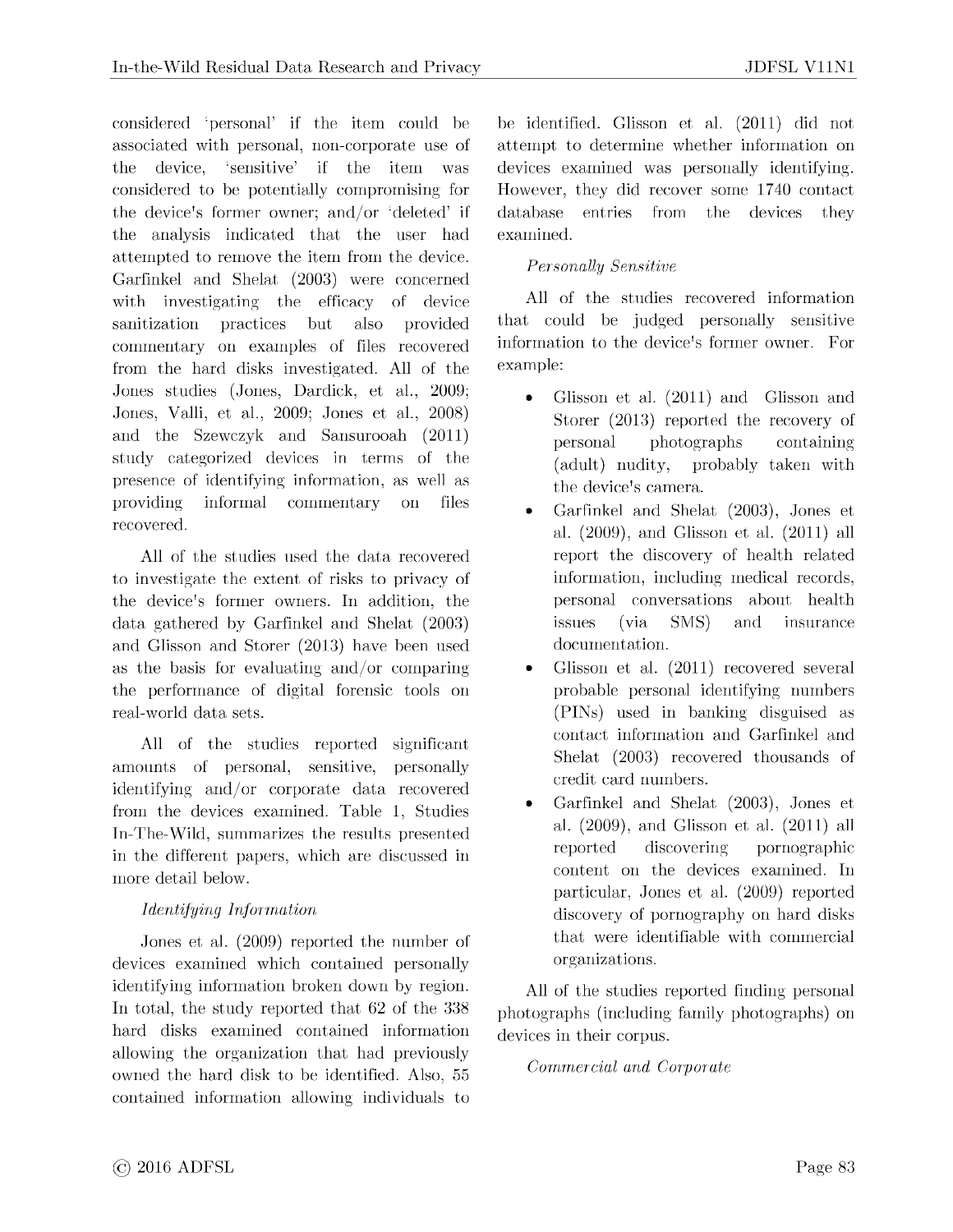considered 'personal' if the item could be associated with personal, non-corporate use of the device, 'sensitive' if the item was considered to be potentially compromising for the device's former owner; and/or 'deleted' if the analysis indicated that the user had attempted to remove the item from the device. Garfinkel and Shelat (2003) were concerned with investigating the efficacy of device sanitization practices but also provided commentary on examples of files recovered from the hard disks investigated. All of the Jones studies (Jones, Dardick, et al., 2009; Jones, Valli, et al., 2009; Jones et al., 2008) and the Szewczyk and Sansurooah (2011) study categorized devices in terms of the presence of identifying information, as well as providing informal commentary on files recovered.

All of the studies used the data recovered to investigate the extent of risks to privacy of the device's former owners. In addition, the data gathered by Garfinkel and Shelat (2003) and Glisson and Storer (2013) have been used as the basis for evaluating and/or comparing the performance of digital forensic tools on real-world data sets.

All of the studies reported significant amounts of personal, sensitive, personally identifying and/or corporate data recovered from the devices examined. Table 1, Studies In-The-Wild, summarizes the results presented in the different papers, which are discussed in more detail below.

*Identifying Information*

Jones et al. (2009) reported the number of devices examined which contained personally identifying information broken down by region. In total, the study reported that 62 of the 338 hard disks examined contained information allowing the organization that had previously owned the hard disk to be identified. Also, 55 contained information allowing individuals to be identified. Glisson et al. (2011) did not attempt to determine whether information on devices examined was personally identifying. However, they did recover some 1740 contact database entries from the devices they examined.

*Personally Sensitive*

All of the studies recovered information that could be judged personally sensitive information to the device's former owner. For example:

- Glisson et al. (2011) and Glisson and Storer (2013) reported the recovery of personal photographs containing (adult) nudity, probably taken with the device's camera.
- Garfinkel and Shelat (2003), Jones et al. (2009), and Glisson et al. (2011) all report the discovery of health related information, including medical records, personal conversations about health issues (via SMS) and insurance documentation.
- Glisson et al. (2011) recovered several probable personal identifying numbers (PINs) used in banking disguised as contact information and Garfinkel and Shelat (2003) recovered thousands of credit card numbers.
- Garfinkel and Shelat (2003), Jones et al. (2009), and Glisson et al. (2011) all reported discovering pornographic content on the devices examined. In particular, Jones et al. (2009) reported discovery of pornography on hard disks that were identifiable with commercial organizations.

All of the studies reported finding personal photographs (including family photographs) on devices in their corpus.

*Commercial and Corporate*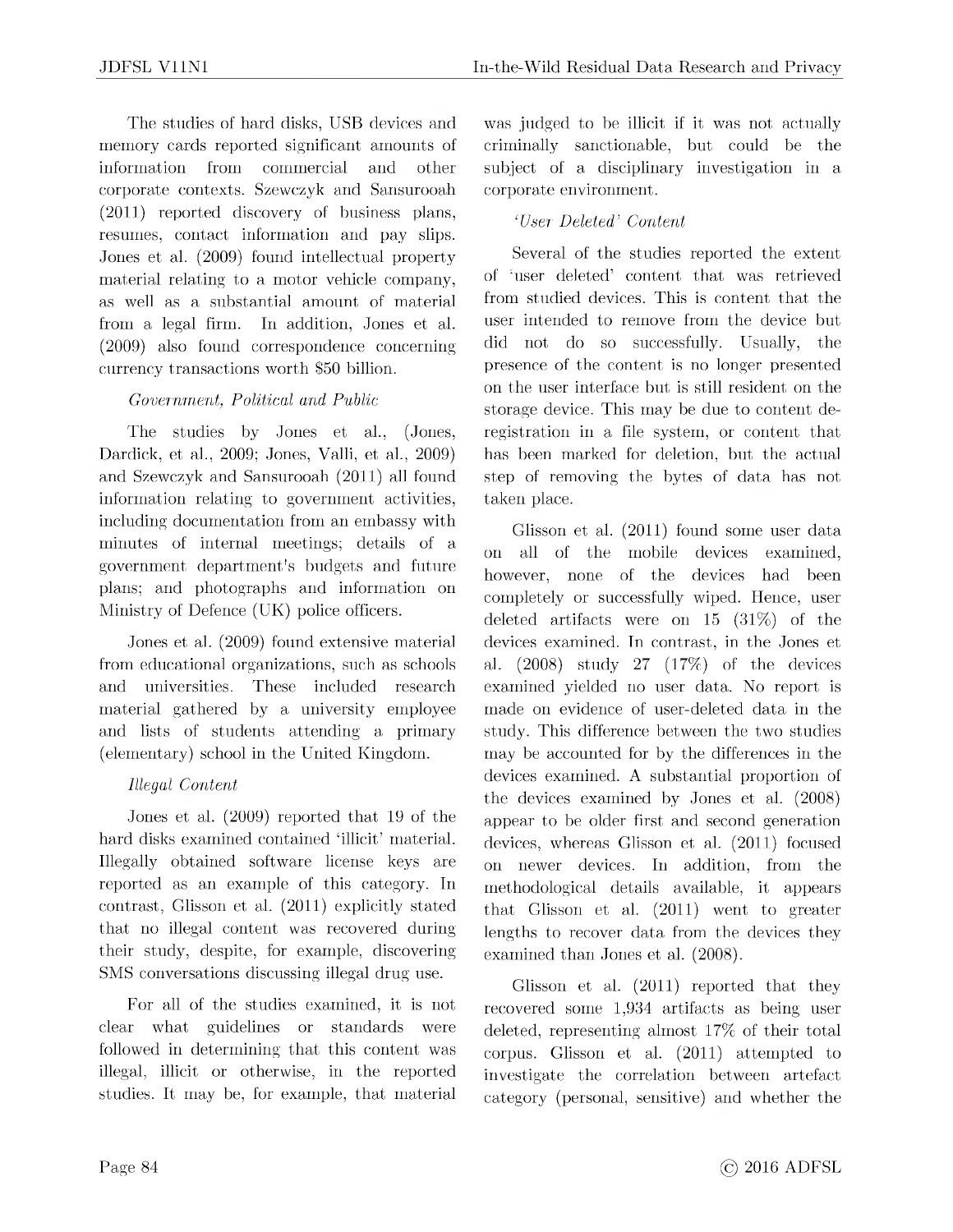The studies of hard disks, USB devices and memory cards reported significant amounts of information from commercial and other corporate contexts. Szewczyk and Sansurooah (2011) reported discovery of business plans, resumes, contact information and pay slips. Jones et al. (2009) found intellectual property material relating to a motor vehicle company, as well as a substantial amount of material from a legal firm. In addition, Jones et al. (2009) also found correspondence concerning currency transactions worth $50 billion.

*Government, Political and Public*

The studies by Jones et al., (Jones, Dardick, et al., 2009; Jones, Valli, et al., 2009) and Szewczyk and Sansurooah (2011) all found information relating to government activities, including documentation from an embassy with minutes of internal meetings; details of a government department's budgets and future plans; and photographs and information on Ministry of Defence (UK) police officers.

Jones et al. (2009) found extensive material from educational organizations, such as schools and universities. These included research material gathered by a university employee and lists of students attending a primary (elementary) school in the United Kingdom.

*Illegal Content*

Jones et al. (2009) reported that 19 of the hard disks examined contained 'illicit' material. Illegally obtained software license keys are reported as an example of this category. In contrast, Glisson et al. (2011) explicitly stated that no illegal content was recovered during their study, despite, for example, discovering SMS conversations discussing illegal drug use.

For all of the studies examined, it is not clear what guidelines or standards were followed in determining that this content was illegal, illicit or otherwise, in the reported studies. It may be, for example, that material was judged to be illicit if it was not actually criminally sanctionable, but could be the subject of a disciplinary investigation in a corporate environment.

*'User Deleted' Content*

Several of the studies reported the extent of 'user deleted' content that was retrieved from studied devices. This is content that the user intended to remove from the device but did not do so successfully. Usually, the presence of the content is no longer presented on the user interface but is still resident on the storage device. This may be due to content de-registration in a file system, or content that has been marked for deletion, but the actual step of removing the bytes of data has not taken place.

Glisson et al. (2011) found some user data on all of the mobile devices examined, however, none of the devices had been completely or successfully wiped. Hence, user deleted artifacts were on 15 (31%) of the devices examined. In contrast, in the Jones et al. (2008) study 27 (17%) of the devices examined yielded no user data. No report is made on evidence of user-deleted data in the study. This difference between the two studies may be accounted for by the differences in the devices examined. A substantial proportion of the devices examined by Jones et al. (2008) appear to be older first and second generation devices, whereas Glisson et al. (2011) focused on newer devices. In addition, from the methodological details available, it appears that Glisson et al. (2011) went to greater lengths to recover data from the devices they examined than Jones et al. (2008).

Glisson et al. (2011) reported that they recovered some 1,934 artifacts as being user deleted, representing almost 17% of their total corpus. Glisson et al. (2011) attempted to investigate the correlation between artefact category (personal, sensitive) and whether the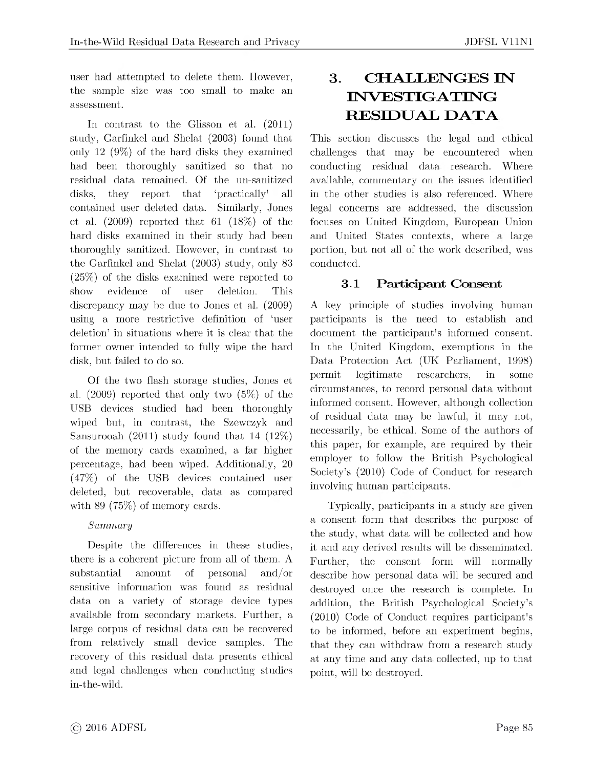user had attempted to delete them. However, the sample size was too small to make an assessment.

In contrast to the Glisson et al. (2011) study, Garfinkel and Shelat (2003) found that only 12 (9%) of the hard disks they examined had been thoroughly sanitized so that no residual data remained. Of the un-sanitized disks, they report that 'practically' all contained user deleted data. Similarly, Jones et al. (2009) reported that 61 (18%) of the hard disks examined in their study had been thoroughly sanitized. However, in contrast to the Garfinkel and Shelat (2003) study, only 83 (25%) of the disks examined were reported to show evidence of user deletion. This discrepancy may be due to Jones et al. (2009) using a more restrictive definition of 'user deletion' in situations where it is clear that the former owner intended to fully wipe the hard disk, but failed to do so.

Of the two flash storage studies, Jones et al. (2009) reported that only two (5%) of the USB devices studied had been thoroughly wiped but, in contrast, the Szewczyk and Sansurooah (2011) study found that 14 (12%) of the memory cards examined, a far higher percentage, had been wiped. Additionally, 20 (47%) of the USB devices contained user deleted, but recoverable, data as compared with 89 (75%) of memory cards.

*Summary*

Despite the differences in these studies, there is a coherent picture from all of them. A substantial amount of personal and/or sensitive information was found as residual data on a variety of storage device types available from secondary markets. Further, a large corpus of residual data can be recovered from relatively small device samples. The recovery of this residual data presents ethical and legal challenges when conducting studies in-the-wild.

# 3. CHALLENGES IN INVESTIGATING RESIDUAL DATA

This section discusses the legal and ethical challenges that may be encountered when conducting residual data research. Where available, commentary on the issues identified in the other studies is also referenced. Where legal concerns are addressed, the discussion focuses on United Kingdom, European Union and United States contexts, where a large portion, but not all of the work described, was conducted.

## 3.1 Participant Consent

A key principle of studies involving human participants is the need to establish and document the participant's informed consent. In the United Kingdom, exemptions in the Data Protection Act (UK Parliament, 1998) permit legitimate researchers, in some circumstances, to record personal data without informed consent. However, although collection of residual data may be lawful, it may not, necessarily, be ethical. Some of the authors of this paper, for example, are required by their employer to follow the British Psychological Society's (2010) Code of Conduct for research involving human participants.

Typically, participants in a study are given a consent form that describes the purpose of the study, what data will be collected and how it and any derived results will be disseminated. Further, the consent form will normally describe how personal data will be secured and destroyed once the research is complete. In addition, the British Psychological Society's (2010) Code of Conduct requires participant's to be informed, before an experiment begins, that they can withdraw from a research study at any time and any data collected, up to that point, will be destroyed.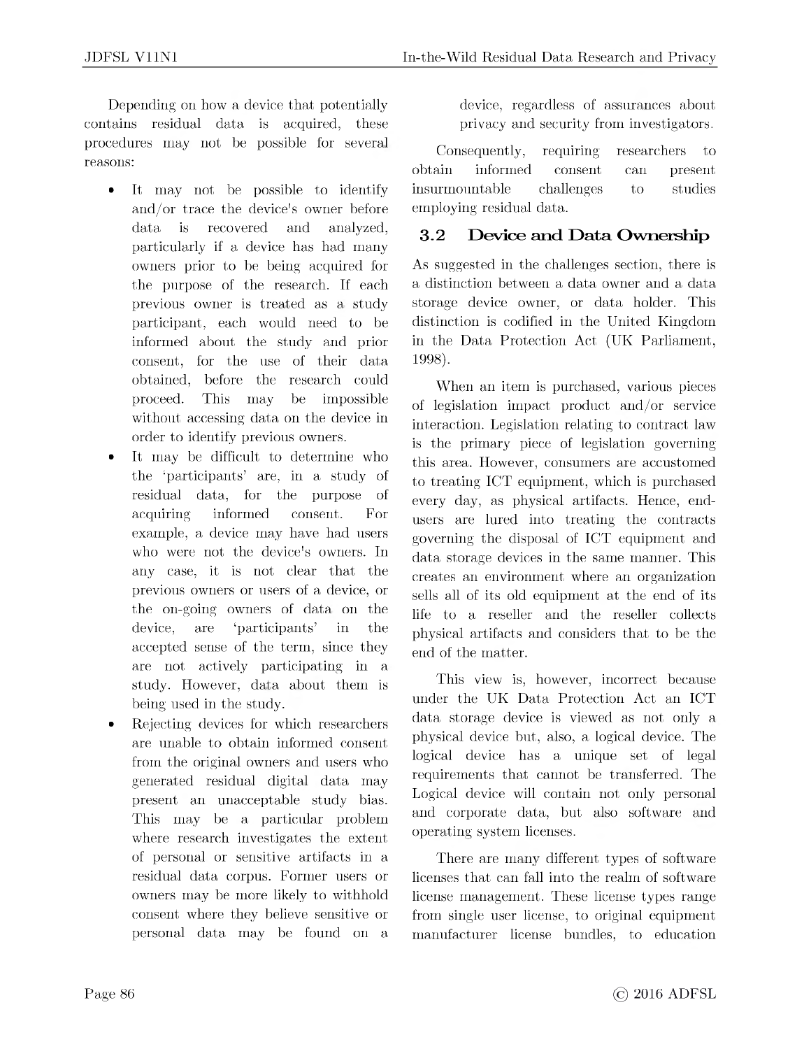Depending on how a device that potentially contains residual data is acquired, these procedures may not be possible for several reasons:

- It may not be possible to identify and/or trace the device's owner before data is recovered and analyzed, particularly if a device has had many owners prior to be being acquired for the purpose of the research. If each previous owner is treated as a study participant, each would need to be informed about the study and prior consent, for the use of their data obtained, before the research could proceed. This may be impossible without accessing data on the device in order to identify previous owners.
- It may be difficult to determine who the 'participants' are, in a study of residual data, for the purpose of acquiring informed consent. For example, a device may have had users who were not the device's owners. In any case, it is not clear that the previous owners or users of a device, or the on-going owners of data on the device, are 'participants' in the accepted sense of the term, since they are not actively participating in a study. However, data about them is being used in the study.
- Rejecting devices for which researchers are unable to obtain informed consent from the original owners and users who generated residual digital data may present an unacceptable study bias. This may be a particular problem where research investigates the extent of personal or sensitive artifacts in a residual data corpus. Former users or owners may be more likely to withhold consent where they believe sensitive or personal data may be found on a device, regardless of assurances about privacy and security from investigators.

Consequently, requiring researchers to obtain informed consent can present insurmountable challenges to studies employing residual data.

## 3.2 Device and Data Ownership

As suggested in the challenges section, there is a distinction between a data owner and a data storage device owner, or data holder. This distinction is codified in the United Kingdom in the Data Protection Act (UK Parliament, 1998).

When an item is purchased, various pieces of legislation impact product and/or service interaction. Legislation relating to contract law is the primary piece of legislation governing this area. However, consumers are accustomed to treating ICT equipment, which is purchased every day, as physical artifacts. Hence, end-users are lured into treating the contracts governing the disposal of ICT equipment and data storage devices in the same manner. This creates an environment where an organization sells all of its old equipment at the end of its life to a reseller and the reseller collects physical artifacts and considers that to be the end of the matter.

This view is, however, incorrect because under the UK Data Protection Act an ICT data storage device is viewed as not only a physical device but, also, a logical device. The logical device has a unique set of legal requirements that cannot be transferred. The Logical device will contain not only personal and corporate data, but also software and operating system licenses.

There are many different types of software licenses that can fall into the realm of software license management. These license types range from single user license, to original equipment manufacturer license bundles, to education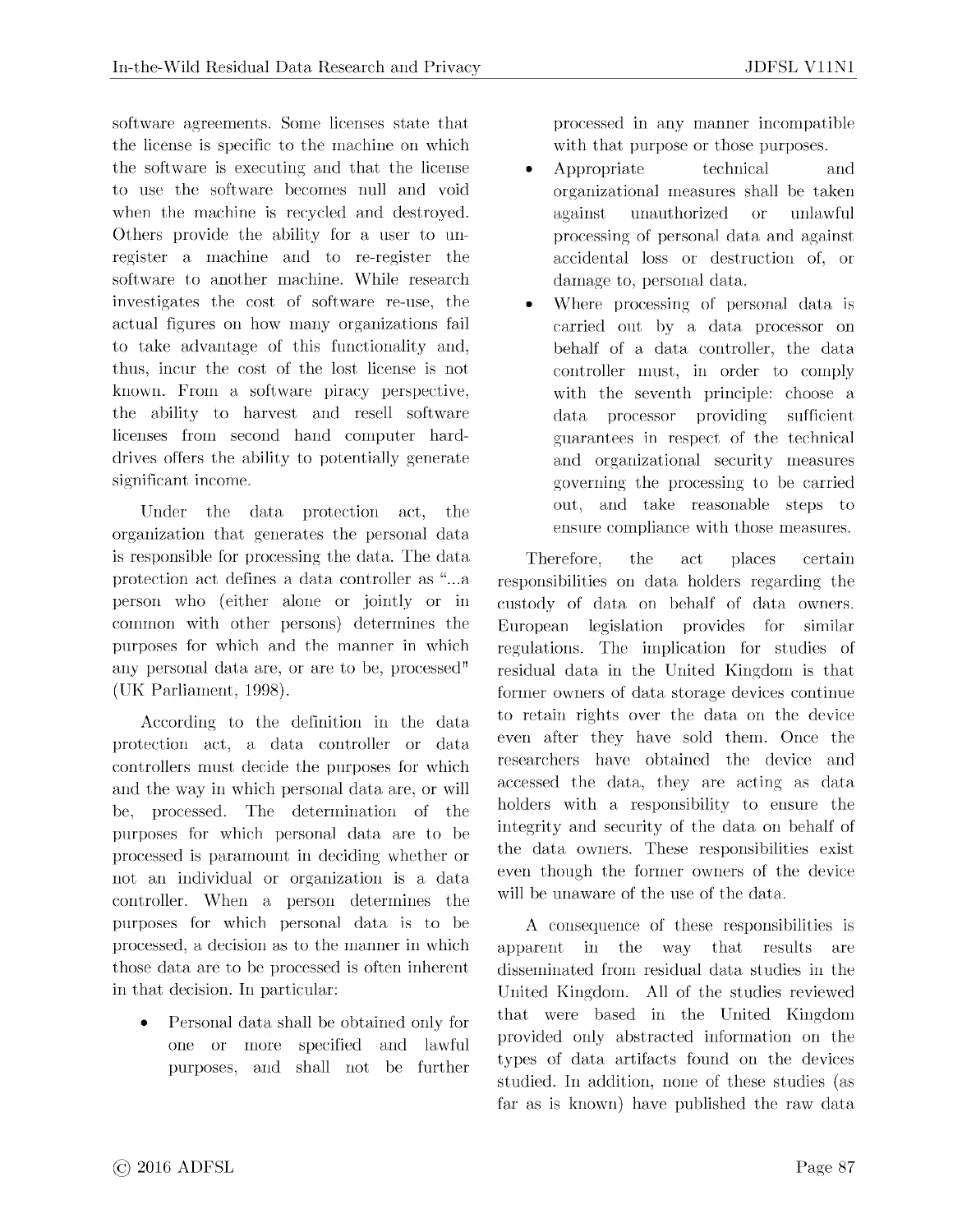software agreements. Some licenses state that the license is specific to the machine on which the software is executing and that the license to use the software becomes null and void when the machine is recycled and destroyed. Others provide the ability for a user to un-register a machine and to re-register the software to another machine. While research investigates the cost of software re-use, the actual figures on how many organizations fail to take advantage of this functionality and, thus, incur the cost of the lost license is not known. From a software piracy perspective, the ability to harvest and resell software licenses from second hand computer hard-drives offers the ability to potentially generate significant income.

Under the data protection act, the organization that generates the personal data is responsible for processing the data. The data protection act defines a data controller as "...a person who (either alone or jointly or in common with other persons) determines the purposes for which and the manner in which any personal data are, or are to be, processed" (UK Parliament, 1998).

According to the definition in the data protection act, a data controller or data controllers must decide the purposes for which and the way in which personal data are, or will be, processed. The determination of the purposes for which personal data are to be processed is paramount in deciding whether or not an individual or organization is a data controller. When a person determines the purposes for which personal data is to be processed, a decision as to the manner in which those data are to be processed is often inherent in that decision. In particular:

- Personal data shall be obtained only for one or more specified and lawful purposes, and shall not be further processed in any manner incompatible with that purpose or those purposes.
- Appropriate technical and organizational measures shall be taken against unauthorized or unlawful processing of personal data and against accidental loss or destruction of, or damage to, personal data.
- Where processing of personal data is carried out by a data processor on behalf of a data controller, the data controller must, in order to comply with the seventh principle: choose a data processor providing sufficient guarantees in respect of the technical and organizational security measures governing the processing to be carried out, and take reasonable steps to ensure compliance with those measures.

Therefore, the act places certain responsibilities on data holders regarding the custody of data on behalf of data owners. European legislation provides for similar regulations. The implication for studies of residual data in the United Kingdom is that former owners of data storage devices continue to retain rights over the data on the device even after they have sold them. Once the researchers have obtained the device and accessed the data, they are acting as data holders with a responsibility to ensure the integrity and security of the data on behalf of the data owners. These responsibilities exist even though the former owners of the device will be unaware of the use of the data.

A consequence of these responsibilities is apparent in the way that results are disseminated from residual data studies in the United Kingdom. All of the studies reviewed that were based in the United Kingdom provided only abstracted information on the types of data artifacts found on the devices studied. In addition, none of these studies (as far as is known) have published the raw data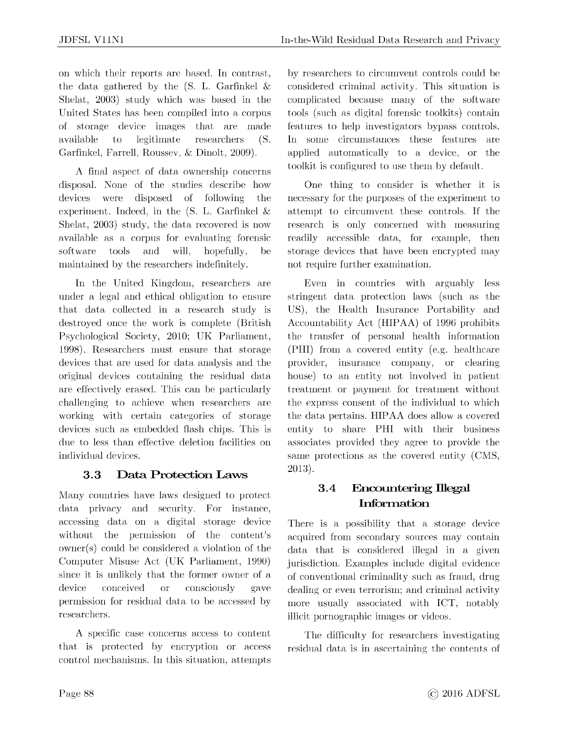on which their reports are based. In contrast, the data gathered by the (S. L. Garfinkel & Shelat, 2003) study which was based in the United States has been compiled into a corpus of storage device images that are made available to legitimate researchers (S. Garfinkel, Farrell, Roussev, & Dinolt, 2009).

A final aspect of data ownership concerns disposal. None of the studies describe how devices were disposed of following the experiment. Indeed, in the (S. L. Garfinkel & Shelat, 2003) study, the data recovered is now available as a corpus for evaluating forensic software tools and will, hopefully, be maintained by the researchers indefinitely.

In the United Kingdom, researchers are under a legal and ethical obligation to ensure that data collected in a research study is destroyed once the work is complete (British Psychological Society, 2010; UK Parliament, 1998). Researchers must ensure that storage devices that are used for data analysis and the original devices containing the residual data are effectively erased. This can be particularly challenging to achieve when researchers are working with certain categories of storage devices such as embedded flash chips. This is due to less than effective deletion facilities on individual devices.

### 3.3 Data Protection Laws

Many countries have laws designed to protect data privacy and security. For instance, accessing data on a digital storage device without the permission of the content's owner(s) could be considered a violation of the Computer Misuse Act (UK Parliament, 1990) since it is unlikely that the former owner of a device conceived or consciously gave permission for residual data to be accessed by researchers.

A specific case concerns access to content that is protected by encryption or access control mechanisms. In this situation, attempts by researchers to circumvent controls could be considered criminal activity. This situation is complicated because many of the software tools (such as digital forensic toolkits) contain features to help investigators bypass controls. In some circumstances these features are applied automatically to a device, or the toolkit is configured to use them by default.

One thing to consider is whether it is necessary for the purposes of the experiment to attempt to circumvent these controls. If the research is only concerned with measuring readily accessible data, for example, then storage devices that have been encrypted may not require further examination.

Even in countries with arguably less stringent data protection laws (such as the US), the Health Insurance Portability and Accountability Act (HIPAA) of 1996 prohibits the transfer of personal health information (PHI) from a covered entity (e.g. healthcare provider, insurance company, or clearing house) to an entity not involved in patient treatment or payment for treatment without the express consent of the individual to which the data pertains. HIPAA does allow a covered entity to share PHI with their business associates provided they agree to provide the same protections as the covered entity (CMS, 2013).

### 3.4 Encountering Illegal Information

There is a possibility that a storage device acquired from secondary sources may contain data that is considered illegal in a given jurisdiction. Examples include digital evidence of conventional criminality such as fraud, drug dealing or even terrorism; and criminal activity more usually associated with ICT, notably illicit pornographic images or videos.

The difficulty for researchers investigating residual data is in ascertaining the contents of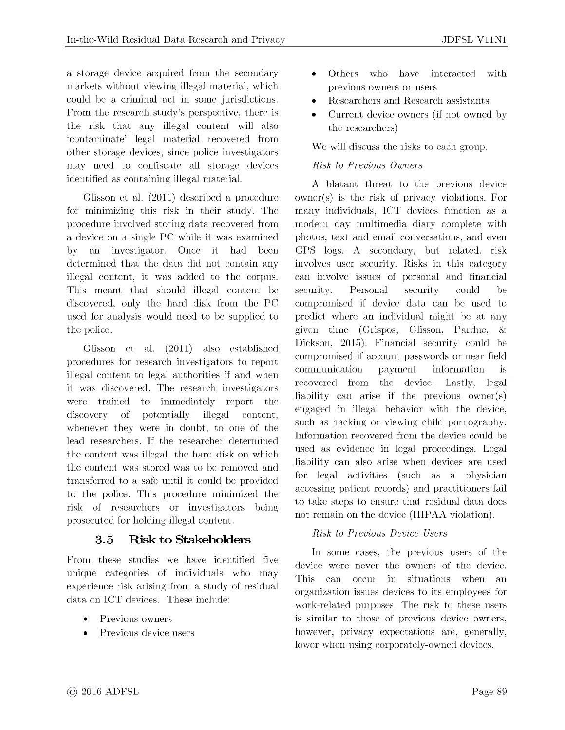a storage device acquired from the secondary markets without viewing illegal material, which could be a criminal act in some jurisdictions. From the research study's perspective, there is the risk that any illegal content will also 'contaminate' legal material recovered from other storage devices, since police investigators may need to confiscate all storage devices identified as containing illegal material.

Glisson et al. (2011) described a procedure for minimizing this risk in their study. The procedure involved storing data recovered from a device on a single PC while it was examined by an investigator. Once it had been determined that the data did not contain any illegal content, it was added to the corpus. This meant that should illegal content be discovered, only the hard disk from the PC used for analysis would need to be supplied to the police.

Glisson et al. (2011) also established procedures for research investigators to report illegal content to legal authorities if and when it was discovered. The research investigators were trained to immediately report the discovery of potentially illegal content, whenever they were in doubt, to one of the lead researchers. If the researcher determined the content was illegal, the hard disk on which the content was stored was to be removed and transferred to a safe until it could be provided to the police. This procedure minimized the risk of researchers or investigators being prosecuted for holding illegal content.

### 3.5 Risk to Stakeholders

From these studies we have identified five unique categories of individuals who may experience risk arising from a study of residual data on ICT devices. These include:

- Previous owners
- Previous device users
- Others who have interacted with previous owners or users
- Researchers and Research assistants
- Current device owners (if not owned by the researchers)

We will discuss the risks to each group.

*Risk to Previous Owners*

A blatant threat to the previous device owner(s) is the risk of privacy violations. For many individuals, ICT devices function as a modern day multimedia diary complete with photos, text and email conversations, and even GPS logs. A secondary, but related, risk involves user security. Risks in this category can involve issues of personal and financial security. Personal security could be compromised if device data can be used to predict where an individual might be at any given time (Grispos, Glisson, Pardue, & Dickson, 2015). Financial security could be compromised if account passwords or near field communication payment information is recovered from the device. Lastly, legal liability can arise if the previous owner(s) engaged in illegal behavior with the device, such as hacking or viewing child pornography. Information recovered from the device could be used as evidence in legal proceedings. Legal liability can also arise when devices are used for legal activities (such as a physician accessing patient records) and practitioners fail to take steps to ensure that residual data does not remain on the device (HIPAA violation).

*Risk to Previous Device Users*

In some cases, the previous users of the device were never the owners of the device. This can occur in situations when an organization issues devices to its employees for work-related purposes. The risk to these users is similar to those of previous device owners, however, privacy expectations are, generally, lower when using corporately-owned devices.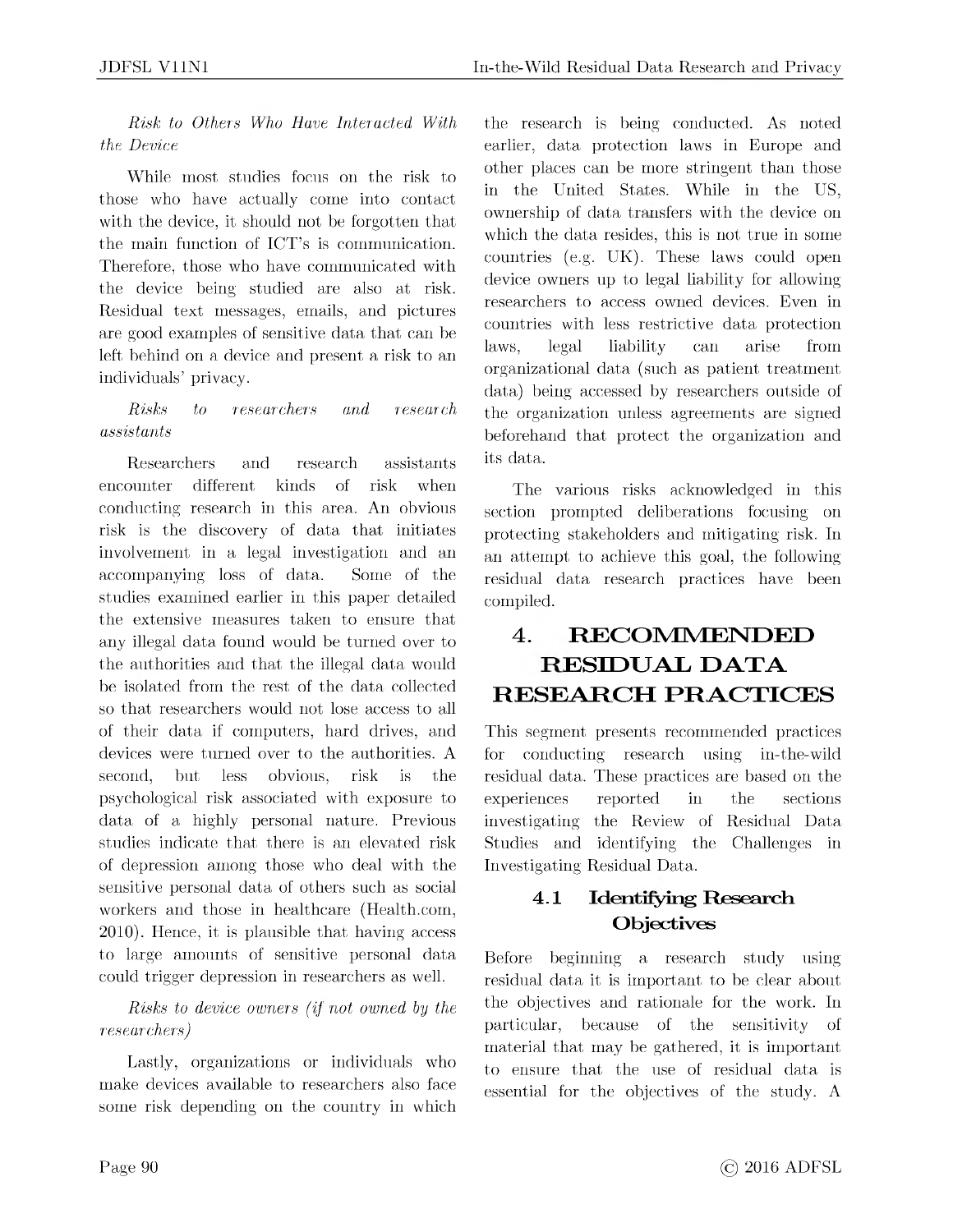*Risk to Others Who Have Interacted With the Device*

While most studies focus on the risk to those who have actually come into contact with the device, it should not be forgotten that the main function of ICT's is communication. Therefore, those who have communicated with the device being studied are also at risk. Residual text messages, emails, and pictures are good examples of sensitive data that can be left behind on a device and present a risk to an individuals' privacy.

*Risks to researchers and research assistants*

Researchers and research assistants encounter different kinds of risk when conducting research in this area. An obvious risk is the discovery of data that initiates involvement in a legal investigation and an accompanying loss of data. Some of the studies examined earlier in this paper detailed the extensive measures taken to ensure that any illegal data found would be turned over to the authorities and that the illegal data would be isolated from the rest of the data collected so that researchers would not lose access to all of their data if computers, hard drives, and devices were turned over to the authorities. A second, but less obvious, risk is the psychological risk associated with exposure to data of a highly personal nature. Previous studies indicate that there is an elevated risk of depression among those who deal with the sensitive personal data of others such as social workers and those in healthcare (Health.com, 2010). Hence, it is plausible that having access to large amounts of sensitive personal data could trigger depression in researchers as well.

*Risks to device owners (if not owned by the researchers)*

Lastly, organizations or individuals who make devices available to researchers also face some risk depending on the country in which the research is being conducted. As noted earlier, data protection laws in Europe and other places can be more stringent than those in the United States. While in the US, ownership of data transfers with the device on which the data resides, this is not true in some countries (e.g. UK). These laws could open device owners up to legal liability for allowing researchers to access owned devices. Even in countries with less restrictive data protection laws, legal liability can arise from organizational data (such as patient treatment data) being accessed by researchers outside of the organization unless agreements are signed beforehand that protect the organization and its data.

The various risks acknowledged in this section prompted deliberations focusing on protecting stakeholders and mitigating risk. In an attempt to achieve this goal, the following residual data research practices have been compiled.

# 4. RECOMMENDED RESIDUAL DATA RESEARCH PRACTICES

This segment presents recommended practices for conducting research using in-the-wild residual data. These practices are based on the experiences reported in the sections investigating the Review of Residual Data Studies and identifying the Challenges in Investigating Residual Data.

## 4.1 Identifying Research Objectives

Before beginning a research study using residual data it is important to be clear about the objectives and rationale for the work. In particular, because of the sensitivity of material that may be gathered, it is important to ensure that the use of residual data is essential for the objectives of the study. A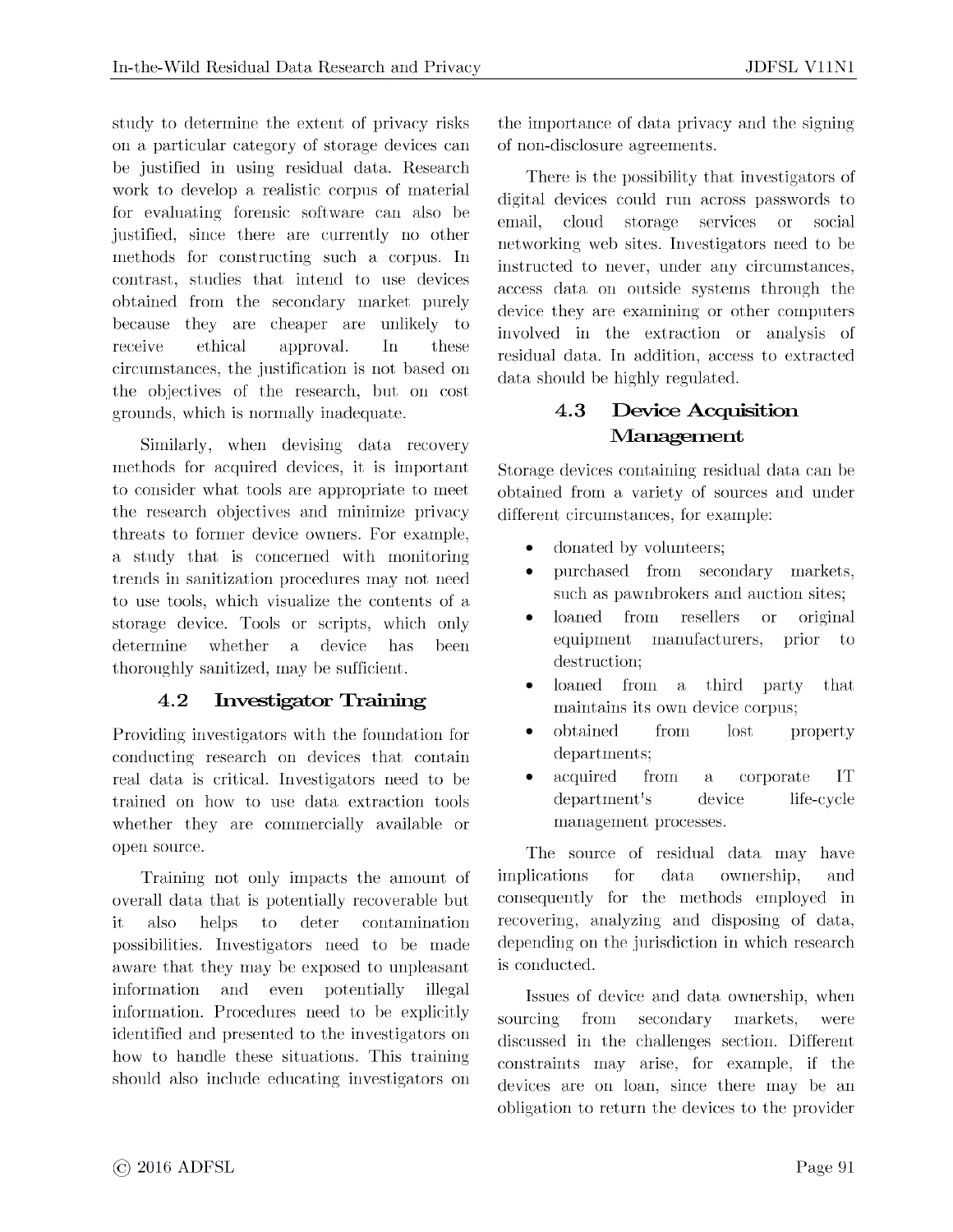study to determine the extent of privacy risks on a particular category of storage devices can be justified in using residual data. Research work to develop a realistic corpus of material for evaluating forensic software can also be justified, since there are currently no other methods for constructing such a corpus. In contrast, studies that intend to use devices obtained from the secondary market purely because they are cheaper are unlikely to receive ethical approval. In these circumstances, the justification is not based on the objectives of the research, but on cost grounds, which is normally inadequate.

Similarly, when devising data recovery methods for acquired devices, it is important to consider what tools are appropriate to meet the research objectives and minimize privacy threats to former device owners. For example, a study that is concerned with monitoring trends in sanitization procedures may not need to use tools, which visualize the contents of a storage device. Tools or scripts, which only determine whether a device has been thoroughly sanitized, may be sufficient.

### 4.2 Investigator Training

Providing investigators with the foundation for conducting research on devices that contain real data is critical. Investigators need to be trained on how to use data extraction tools whether they are commercially available or open source.

Training not only impacts the amount of overall data that is potentially recoverable but it also helps to deter contamination possibilities. Investigators need to be made aware that they may be exposed to unpleasant information and even potentially illegal information. Procedures need to be explicitly identified and presented to the investigators on how to handle these situations. This training should also include educating investigators on the importance of data privacy and the signing of non-disclosure agreements.

There is the possibility that investigators of digital devices could run across passwords to email, cloud storage services or social networking web sites. Investigators need to be instructed to never, under any circumstances, access data on outside systems through the device they are examining or other computers involved in the extraction or analysis of residual data. In addition, access to extracted data should be highly regulated.

### 4.3 Device Acquisition Management

Storage devices containing residual data can be obtained from a variety of sources and under different circumstances, for example:

- donated by volunteers;
- purchased from secondary markets, such as pawnbrokers and auction sites;
- loaned from resellers or original equipment manufacturers, prior to destruction;
- loaned from a third party that maintains its own device corpus;
- obtained from lost property departments;
- acquired from a corporate IT department's device life-cycle management processes.

The source of residual data may have implications for data ownership, and consequently for the methods employed in recovering, analyzing and disposing of data, depending on the jurisdiction in which research is conducted.

Issues of device and data ownership, when sourcing from secondary markets, were discussed in the challenges section. Different constraints may arise, for example, if the devices are on loan, since there may be an obligation to return the devices to the provider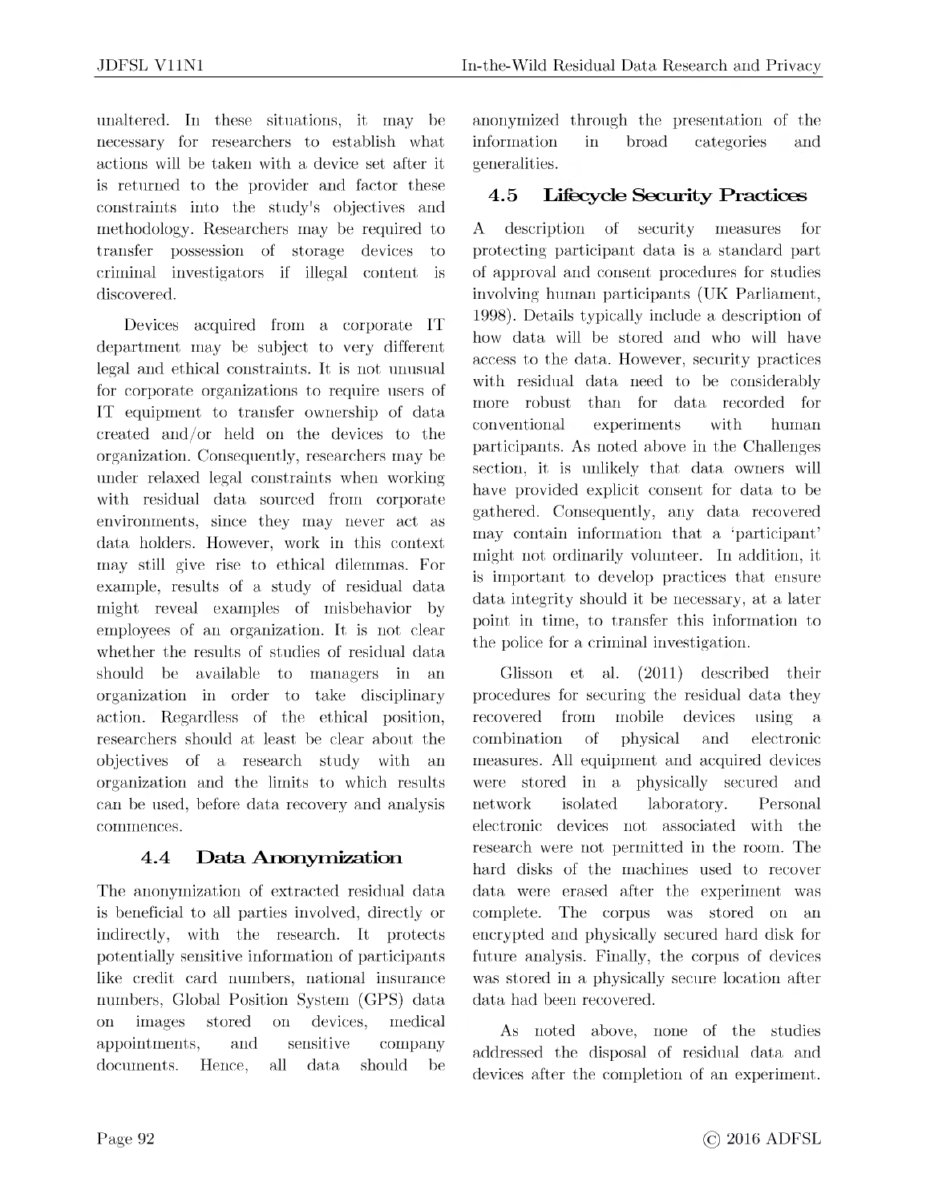unaltered. In these situations, it may be necessary for researchers to establish what actions will be taken with a device set after it is returned to the provider and factor these constraints into the study's objectives and methodology. Researchers may be required to transfer possession of storage devices to criminal investigators if illegal content is discovered.

Devices acquired from a corporate IT department may be subject to very different legal and ethical constraints. It is not unusual for corporate organizations to require users of IT equipment to transfer ownership of data created and/or held on the devices to the organization. Consequently, researchers may be under relaxed legal constraints when working with residual data sourced from corporate environments, since they may never act as data holders. However, work in this context may still give rise to ethical dilemmas. For example, results of a study of residual data might reveal examples of misbehavior by employees of an organization. It is not clear whether the results of studies of residual data should be available to managers in an organization in order to take disciplinary action. Regardless of the ethical position, researchers should at least be clear about the objectives of a research study with an organization and the limits to which results can be used, before data recovery and analysis commences.

### 4.4 Data Anonymization

The anonymization of extracted residual data is beneficial to all parties involved, directly or indirectly, with the research. It protects potentially sensitive information of participants like credit card numbers, national insurance numbers, Global Position System (GPS) data on images stored on devices, medical appointments, and sensitive company documents. Hence, all data should be anonymized through the presentation of the information in broad categories and generalities.

### 4.5 Lifecycle Security Practices

A description of security measures for protecting participant data is a standard part of approval and consent procedures for studies involving human participants (UK Parliament, 1998). Details typically include a description of how data will be stored and who will have access to the data. However, security practices with residual data need to be considerably more robust than for data recorded for conventional experiments with human participants. As noted above in the Challenges section, it is unlikely that data owners will have provided explicit consent for data to be gathered. Consequently, any data recovered may contain information that a 'participant' might not ordinarily volunteer. In addition, it is important to develop practices that ensure data integrity should it be necessary, at a later point in time, to transfer this information to the police for a criminal investigation.

Glisson et al. (2011) described their procedures for securing the residual data they recovered from mobile devices using a combination of physical and electronic measures. All equipment and acquired devices were stored in a physically secured and network isolated laboratory. Personal electronic devices not associated with the research were not permitted in the room. The hard disks of the machines used to recover data were erased after the experiment was complete. The corpus was stored on an encrypted and physically secured hard disk for future analysis. Finally, the corpus of devices was stored in a physically secure location after data had been recovered.

As noted above, none of the studies addressed the disposal of residual data and devices after the completion of an experiment.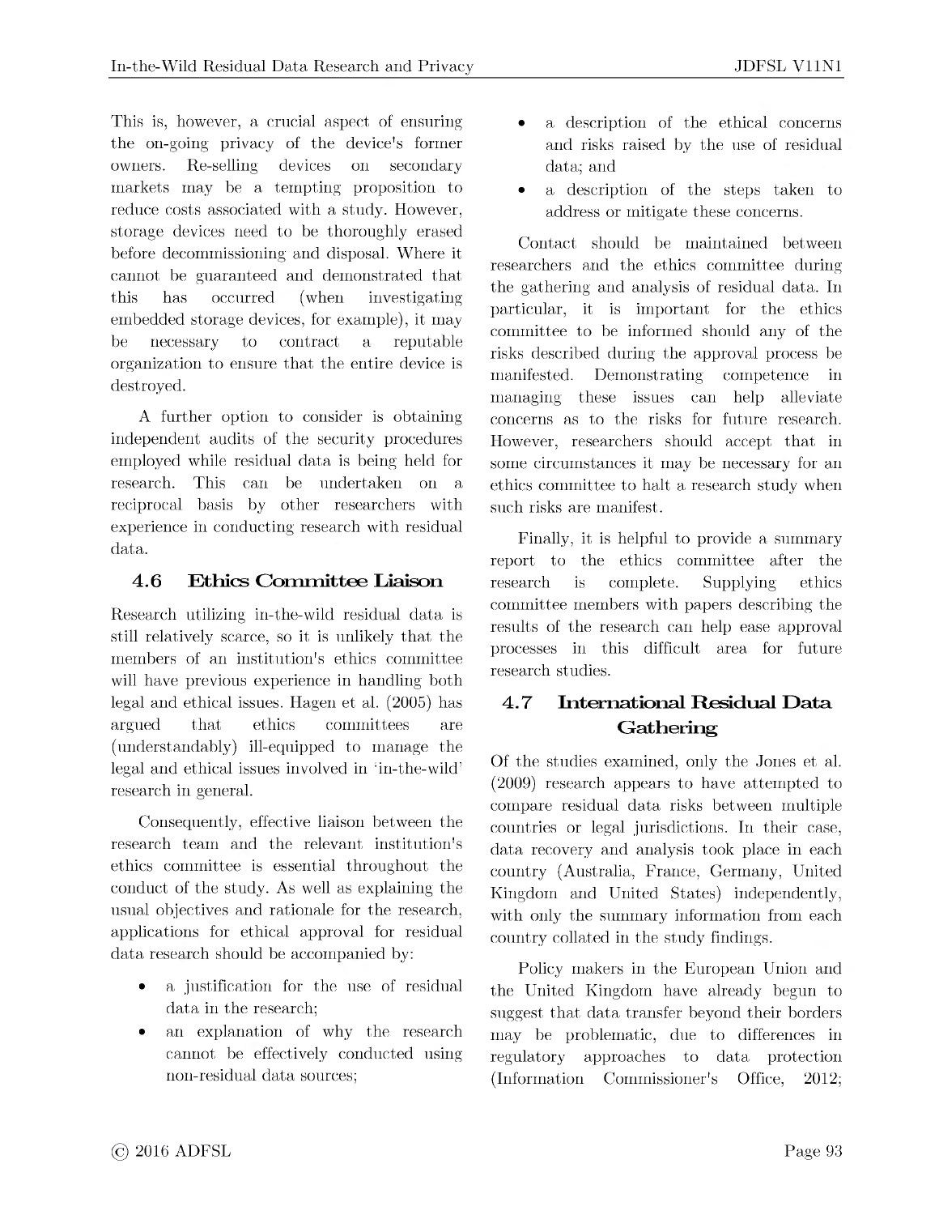This is, however, a crucial aspect of ensuring the on-going privacy of the device's former owners. Re-selling devices on secondary markets may be a tempting proposition to reduce costs associated with a study. However, storage devices need to be thoroughly erased before decommissioning and disposal. Where it cannot be guaranteed and demonstrated that this has occurred (when investigating embedded storage devices, for example), it may be necessary to contract a reputable organization to ensure that the entire device is destroyed.

A further option to consider is obtaining independent audits of the security procedures employed while residual data is being held for research. This can be undertaken on a reciprocal basis by other researchers with experience in conducting research with residual data.

### 4.6 Ethics Committee Liaison

Research utilizing in-the-wild residual data is still relatively scarce, so it is unlikely that the members of an institution's ethics committee will have previous experience in handling both legal and ethical issues. Hagen et al. (2005) has argued that ethics committees are (understandably) ill-equipped to manage the legal and ethical issues involved in 'in-the-wild' research in general.

Consequently, effective liaison between the research team and the relevant institution's ethics committee is essential throughout the conduct of the study. As well as explaining the usual objectives and rationale for the research, applications for ethical approval for residual data research should be accompanied by:

- a justification for the use of residual data in the research;
- an explanation of why the research cannot be effectively conducted using non-residual data sources;
- a description of the ethical concerns and risks raised by the use of residual data; and
- a description of the steps taken to address or mitigate these concerns.

Contact should be maintained between researchers and the ethics committee during the gathering and analysis of residual data. In particular, it is important for the ethics committee to be informed should any of the risks described during the approval process be manifested. Demonstrating competence in managing these issues can help alleviate concerns as to the risks for future research. However, researchers should accept that in some circumstances it may be necessary for an ethics committee to halt a research study when such risks are manifest.

Finally, it is helpful to provide a summary report to the ethics committee after the research is complete. Supplying ethics committee members with papers describing the results of the research can help ease approval processes in this difficult area for future research studies.

### 4.7 International Residual Data Gathering

Of the studies examined, only the Jones et al. (2009) research appears to have attempted to compare residual data risks between multiple countries or legal jurisdictions. In their case, data recovery and analysis took place in each country (Australia, France, Germany, United Kingdom and United States) independently, with only the summary information from each country collated in the study findings.

Policy makers in the European Union and the United Kingdom have already begun to suggest that data transfer beyond their borders may be problematic, due to differences in regulatory approaches to data protection (Information Commissioner's Office, 2012;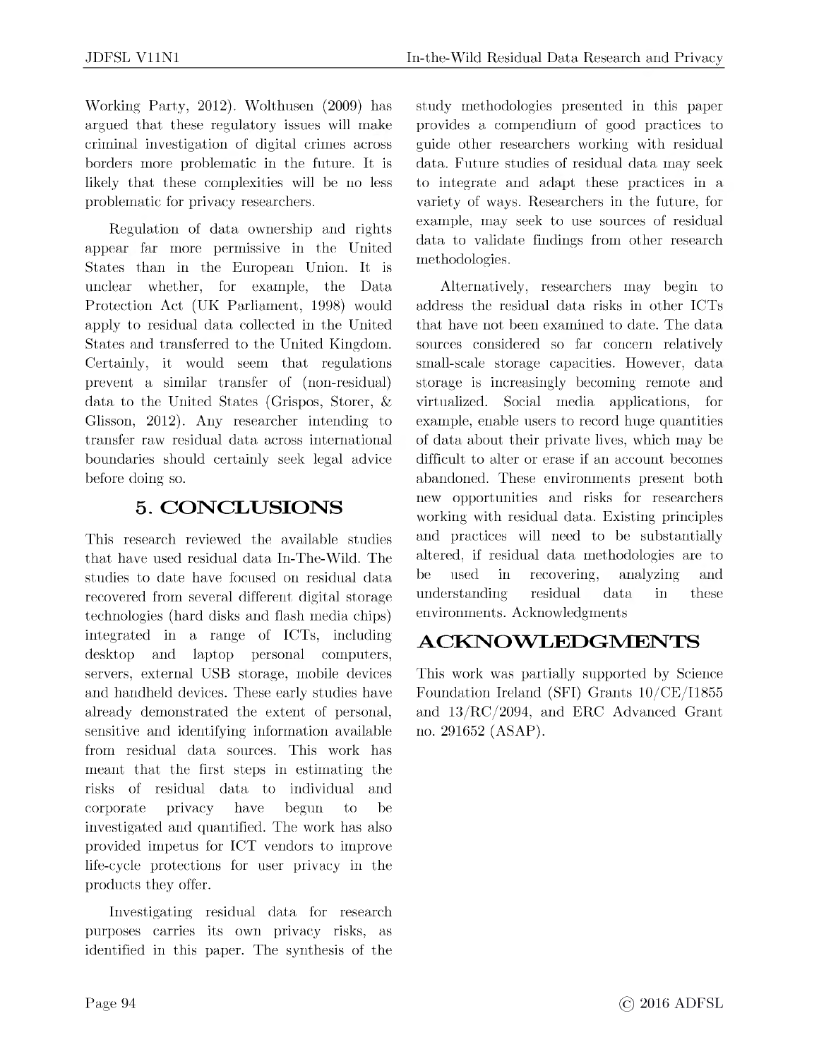Working Party, 2012). Wolthusen (2009) has argued that these regulatory issues will make criminal investigation of digital crimes across borders more problematic in the future. It is likely that these complexities will be no less problematic for privacy researchers.

Regulation of data ownership and rights appear far more permissive in the United States than in the European Union. It is unclear whether, for example, the Data Protection Act (UK Parliament, 1998) would apply to residual data collected in the United States and transferred to the United Kingdom. Certainly, it would seem that regulations prevent a similar transfer of (non-residual) data to the United States (Grispos, Storer, & Glisson, 2012). Any researcher intending to transfer raw residual data across international boundaries should certainly seek legal advice before doing so.

## 5. CONCLUSIONS

This research reviewed the available studies that have used residual data In-The-Wild. The studies to date have focused on residual data recovered from several different digital storage technologies (hard disks and flash media chips) integrated in a range of ICTs, including desktop and laptop personal computers, servers, external USB storage, mobile devices and handheld devices. These early studies have already demonstrated the extent of personal, sensitive and identifying information available from residual data sources. This work has meant that the first steps in estimating the risks of residual data to individual and corporate privacy have begun to be investigated and quantified. The work has also provided impetus for ICT vendors to improve life-cycle protections for user privacy in the products they offer.

Investigating residual data for research purposes carries its own privacy risks, as identified in this paper. The synthesis of the study methodologies presented in this paper provides a compendium of good practices to guide other researchers working with residual data. Future studies of residual data may seek to integrate and adapt these practices in a variety of ways. Researchers in the future, for example, may seek to use sources of residual data to validate findings from other research methodologies.

Alternatively, researchers may begin to address the residual data risks in other ICTs that have not been examined to date. The data sources considered so far concern relatively small-scale storage capacities. However, data storage is increasingly becoming remote and virtualized. Social media applications, for example, enable users to record huge quantities of data about their private lives, which may be difficult to alter or erase if an account becomes abandoned. These environments present both new opportunities and risks for researchers working with residual data. Existing principles and practices will need to be substantially altered, if residual data methodologies are to be used in recovering, analyzing and understanding residual data in these environments. Acknowledgments

## ACKNOWLEDGMENTS

This work was partially supported by Science Foundation Ireland (SFI) Grants 10/CE/I1855 and 13/RC/2094, and ERC Advanced Grant no. 291652 (ASAP).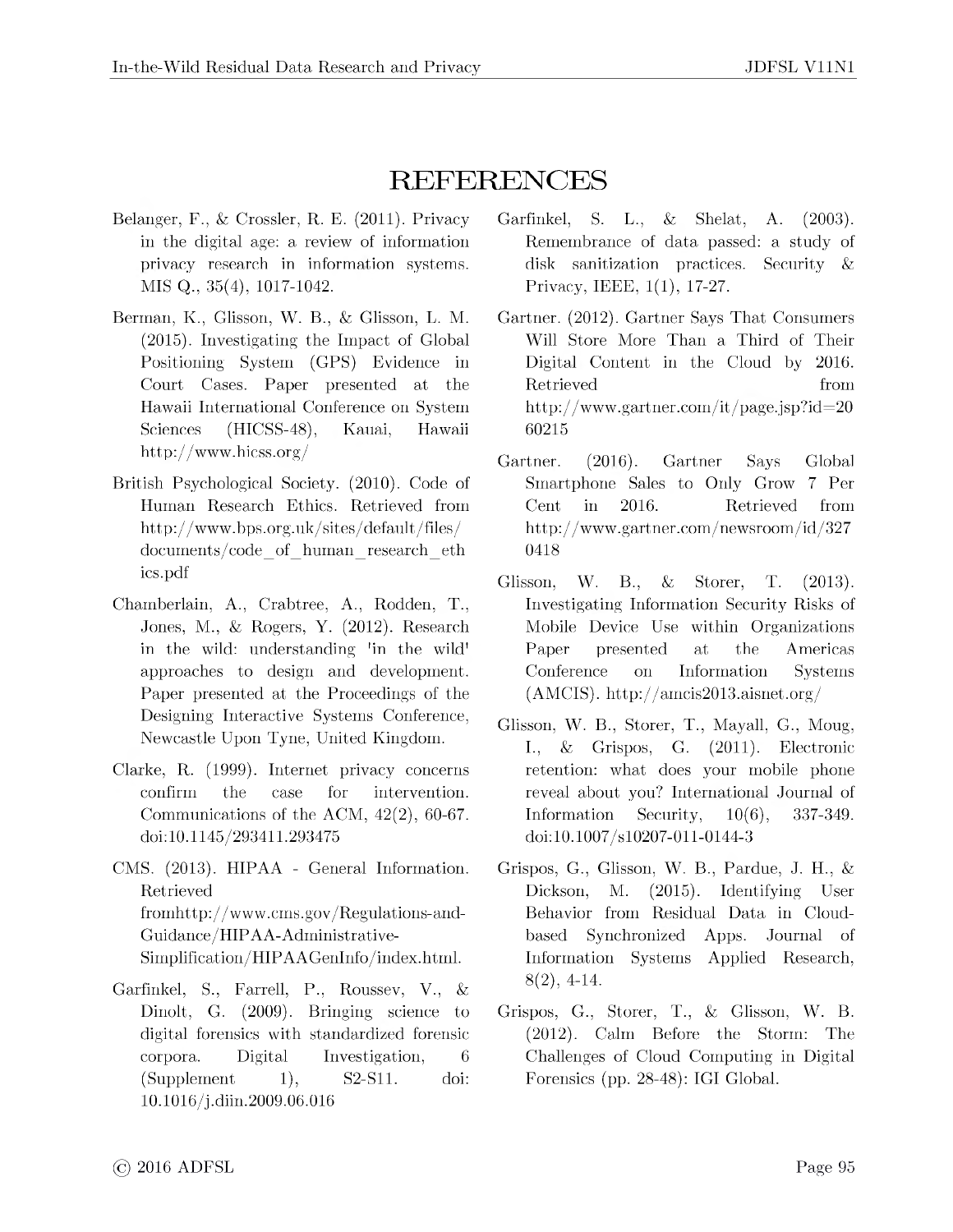# REFERENCES

Belanger, F., & Crossler, R. E. (2011). Privacy in the digital age: a review of information privacy research in information systems. MIS Q., 35(4), 1017-1042.

Berman, K., Glisson, W. B., & Glisson, L. M. (2015). Investigating the Impact of Global Positioning System (GPS) Evidence in Court Cases. Paper presented at the Hawaii International Conference on System Sciences (HICSS-48), Kauai, Hawaii http://www.hicss.org/

British Psychological Society. (2010). Code of Human Research Ethics. Retrieved from http://www.bps.org.uk/sites/default/files/documents/code_of_human_research_ethics.pdf

Chamberlain, A., Crabtree, A., Rodden, T., Jones, M., & Rogers, Y. (2012). Research in the wild: understanding 'in the wild' approaches to design and development. Paper presented at the Proceedings of the Designing Interactive Systems Conference, Newcastle Upon Tyne, United Kingdom.

Clarke, R. (1999). Internet privacy concerns confirm the case for intervention. Communications of the ACM, 42(2), 60-67. doi:10.1145/293411.293475

CMS. (2013). HIPAA - General Information. Retrieved fromhttp://www.cms.gov/Regulations-and-Guidance/HIPAA-Administrative-Simplification/HIPAAGenInfo/index.html.

Garfinkel, S., Farrell, P., Roussev, V., & Dinolt, G. (2009). Bringing science to digital forensics with standardized forensic corpora. Digital Investigation, 6 (Supplement 1), S2-S11. doi: 10.1016/j.diin.2009.06.016

Garfinkel, S. L., & Shelat, A. (2003). Remembrance of data passed: a study of disk sanitization practices. Security & Privacy, IEEE, 1(1), 17-27.

Gartner. (2012). Gartner Says That Consumers Will Store More Than a Third of Their Digital Content in the Cloud by 2016. Retrieved from http://www.gartner.com/it/page.jsp?id=2060215

Gartner. (2016). Gartner Says Global Smartphone Sales to Only Grow 7 Per Cent in 2016. Retrieved from http://www.gartner.com/newsroom/id/3270418

Glisson, W. B., & Storer, T. (2013). Investigating Information Security Risks of Mobile Device Use within Organizations Paper presented at the Americas Conference on Information Systems (AMCIS). http://amcis2013.aisnet.org/

Glisson, W. B., Storer, T., Mayall, G., Moug, I., & Grispos, G. (2011). Electronic retention: what does your mobile phone reveal about you? International Journal of Information Security, 10(6), 337-349. doi:10.1007/s10207-011-0144-3

Grispos, G., Glisson, W. B., Pardue, J. H., & Dickson, M. (2015). Identifying User Behavior from Residual Data in Cloud-based Synchronized Apps. Journal of Information Systems Applied Research, 8(2), 4-14.

Grispos, G., Storer, T., & Glisson, W. B. (2012). Calm Before the Storm: The Challenges of Cloud Computing in Digital Forensics (pp. 28-48): IGI Global.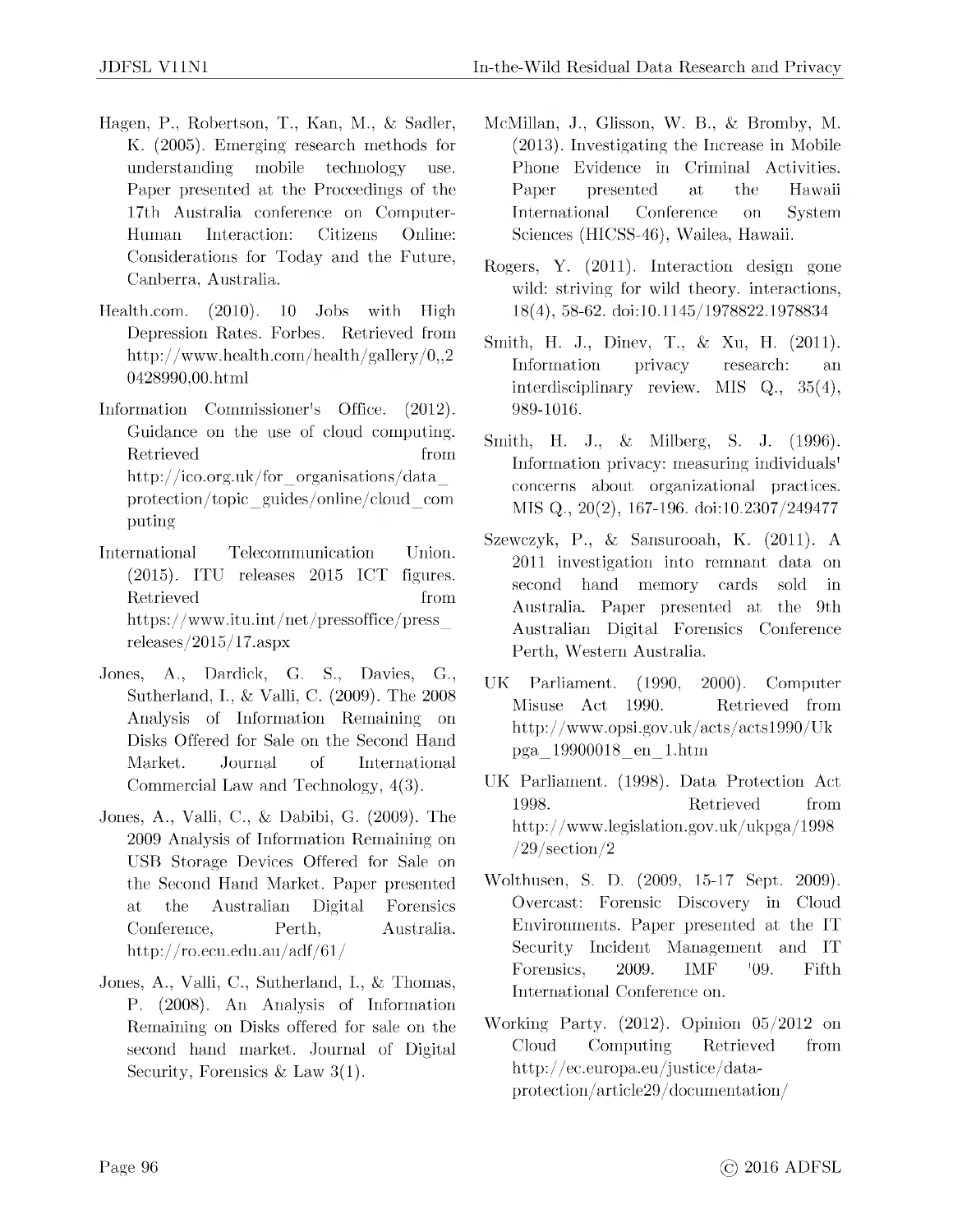Hagen, P., Robertson, T., Kan, M., & Sadler, K. (2005). Emerging research methods for understanding mobile technology use. Paper presented at the Proceedings of the 17th Australia conference on Computer-Human Interaction: Citizens Online: Considerations for Today and the Future, Canberra, Australia.

Health.com. (2010). 10 Jobs with High Depression Rates. Forbes. Retrieved from http://www.health.com/health/gallery/0,,20428990,00.html

Information Commissioner's Office. (2012). Guidance on the use of cloud computing. Retrieved from http://ico.org.uk/for_organisations/data_protection/topic_guides/online/cloud_computing

International Telecommunication Union. (2015). ITU releases 2015 ICT figures. Retrieved from https://www.itu.int/net/pressoffice/press_releases/2015/17.aspx

Jones, A., Dardick, G. S., Davies, G., Sutherland, I., & Valli, C. (2009). The 2008 Analysis of Information Remaining on Disks Offered for Sale on the Second Hand Market. Journal of International Commercial Law and Technology, 4(3).

Jones, A., Valli, C., & Dabibi, G. (2009). The 2009 Analysis of Information Remaining on USB Storage Devices Offered for Sale on the Second Hand Market. Paper presented at the Australian Digital Forensics Conference, Perth, Australia. http://ro.ecu.edu.au/adf/61/

Jones, A., Valli, C., Sutherland, I., & Thomas, P. (2008). An Analysis of Information Remaining on Disks offered for sale on the second hand market. Journal of Digital Security, Forensics & Law 3(1).

McMillan, J., Glisson, W. B., & Bromby, M. (2013). Investigating the Increase in Mobile Phone Evidence in Criminal Activities. Paper presented at the Hawaii International Conference on System Sciences (HICSS-46), Wailea, Hawaii.

Rogers, Y. (2011). Interaction design gone wild: striving for wild theory. interactions, 18(4), 58-62. doi:10.1145/1978822.1978834

Smith, H. J., Dinev, T., & Xu, H. (2011). Information privacy research: an interdisciplinary review. MIS Q., 35(4), 989-1016.

Smith, H. J., & Milberg, S. J. (1996). Information privacy: measuring individuals' concerns about organizational practices. MIS Q., 20(2), 167-196. doi:10.2307/249477

Szewczyk, P., & Sansurooah, K. (2011). A 2011 investigation into remnant data on second hand memory cards sold in Australia. Paper presented at the 9th Australian Digital Forensics Conference Perth, Western Australia.

UK Parliament. (1990, 2000). Computer Misuse Act 1990. Retrieved from http://www.opsi.gov.uk/acts/acts1990/Ukpga_19900018_en_1.htm

UK Parliament. (1998). Data Protection Act 1998. Retrieved from http://www.legislation.gov.uk/ukpga/1998/29/section/2

Wolthusen, S. D. (2009, 15-17 Sept. 2009). Overcast: Forensic Discovery in Cloud Environments. Paper presented at the IT Security Incident Management and IT Forensics, 2009. IMF '09. Fifth International Conference on.

Working Party. (2012). Opinion 05/2012 on Cloud Computing Retrieved from http://ec.europa.eu/justice/data-protection/article29/documentation/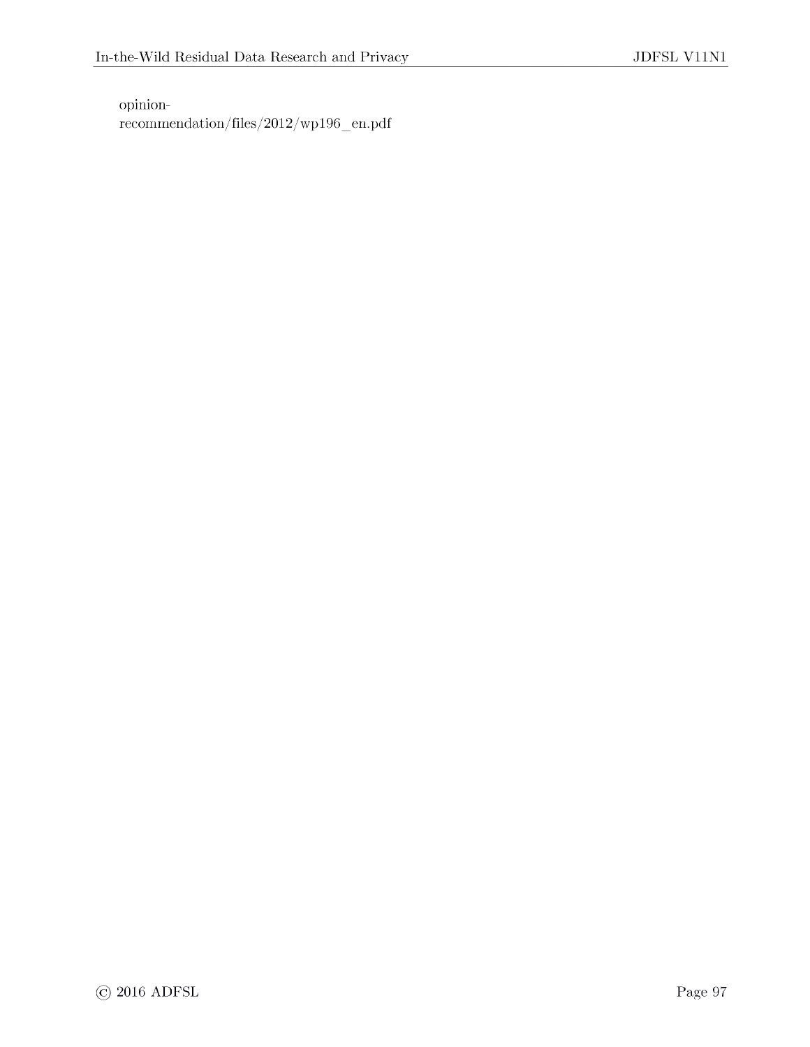opinion-
recommendation/files/2012/wp196_en.pdf